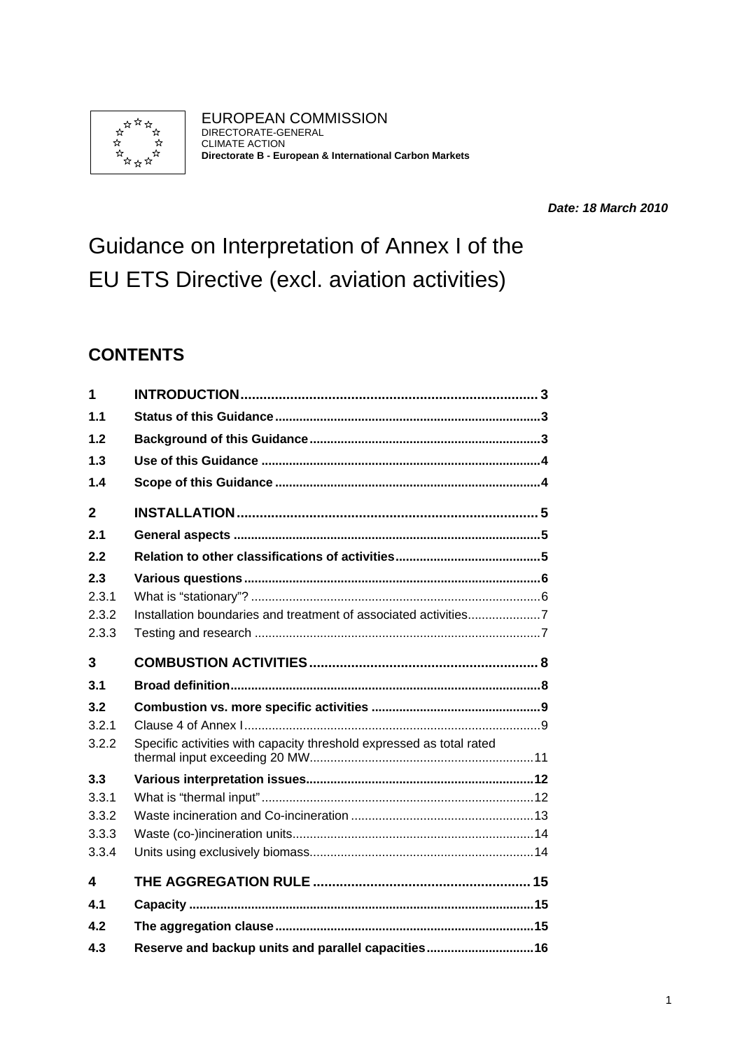EUROPEAN COMMISSION
DIRECTORATE-GENERAL
CLIMATE ACTION
**Directorate B - European & International Carbon Markets**

***Date: 18 March 2010***

# Guidance on Interpretation of Annex I of the EU ETS Directive (excl. aviation activities)

## CONTENTS

| | | |
|---|---|---|
| **1** | **INTRODUCTION** | **3** |
| **1.1** | **Status of this Guidance** | **3** |
| **1.2** | **Background of this Guidance** | **3** |
| **1.3** | **Use of this Guidance** | **4** |
| **1.4** | **Scope of this Guidance** | **4** |
| **2** | **INSTALLATION** | **5** |
| **2.1** | **General aspects** | **5** |
| **2.2** | **Relation to other classifications of activities** | **5** |
| **2.3** | **Various questions** | **6** |
| 2.3.1 | What is "stationary"? | 6 |
| 2.3.2 | Installation boundaries and treatment of associated activities | 7 |
| 2.3.3 | Testing and research | 7 |
| **3** | **COMBUSTION ACTIVITIES** | **8** |
| **3.1** | **Broad definition** | **8** |
| **3.2** | **Combustion vs. more specific activities** | **9** |
| 3.2.1 | Clause 4 of Annex I | 9 |
| 3.2.2 | Specific activities with capacity threshold expressed as total rated thermal input exceeding 20 MW | 11 |
| **3.3** | **Various interpretation issues** | **12** |
| 3.3.1 | What is "thermal input" | 12 |
| 3.3.2 | Waste incineration and Co-incineration | 13 |
| 3.3.3 | Waste (co-)incineration units | 14 |
| 3.3.4 | Units using exclusively biomass | 14 |
| **4** | **THE AGGREGATION RULE** | **15** |
| **4.1** | **Capacity** | **15** |
| **4.2** | **The aggregation clause** | **15** |
| **4.3** | **Reserve and backup units and parallel capacities** | **16** |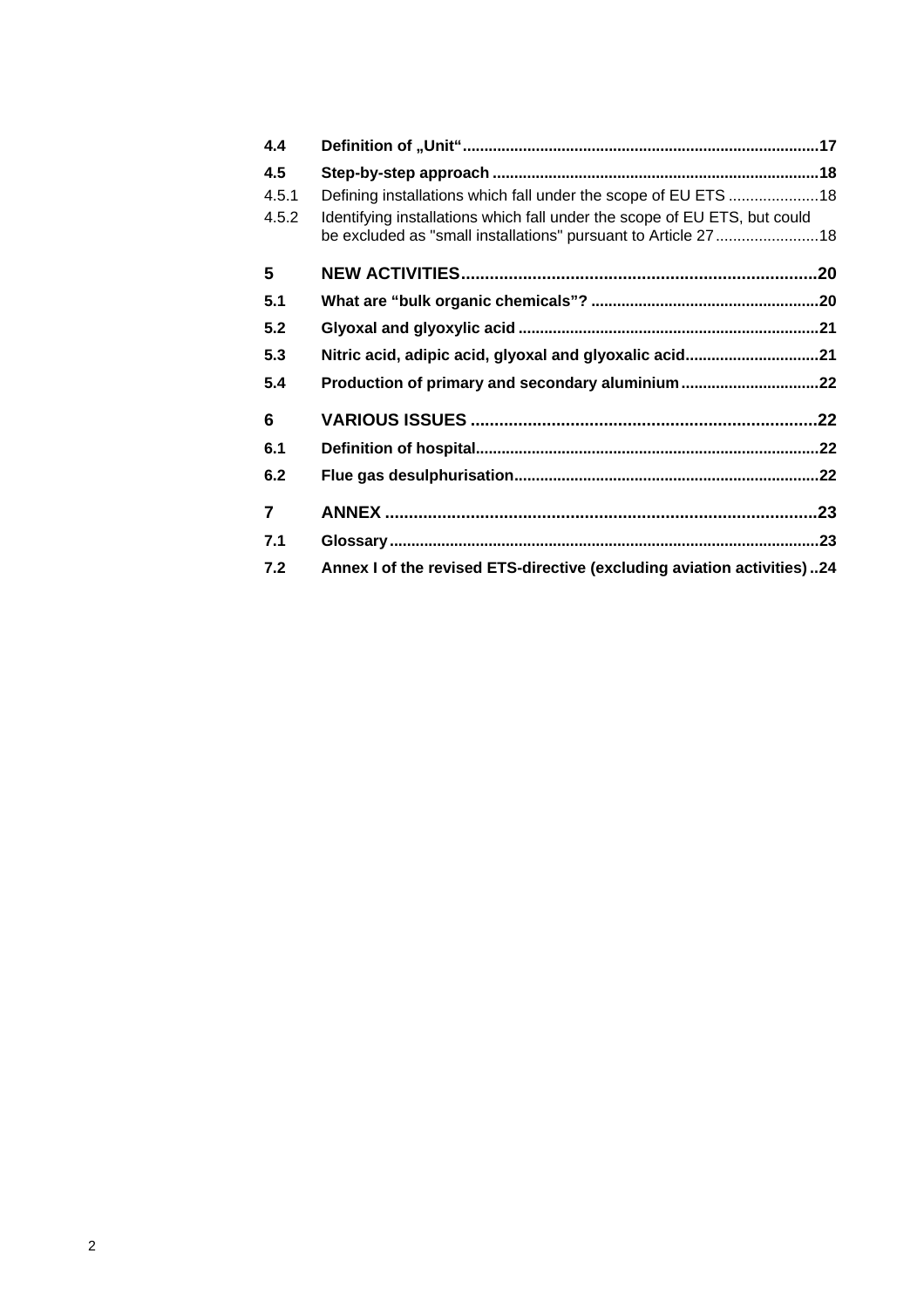| | | |
|---|---|---|
| **4.4** | **Definition of „Unit“** | **17** |
| **4.5** | **Step-by-step approach** | **18** |
| 4.5.1 | Defining installations which fall under the scope of EU ETS | 18 |
| 4.5.2 | Identifying installations which fall under the scope of EU ETS, but could be excluded as "small installations" pursuant to Article 27 | 18 |
| **5** | **NEW ACTIVITIES** | **20** |
| **5.1** | **What are “bulk organic chemicals”?** | **20** |
| **5.2** | **Glyoxal and glyoxylic acid** | **21** |
| **5.3** | **Nitric acid, adipic acid, glyoxal and glyoxalic acid** | **21** |
| **5.4** | **Production of primary and secondary aluminium** | **22** |
| **6** | **VARIOUS ISSUES** | **22** |
| **6.1** | **Definition of hospital** | **22** |
| **6.2** | **Flue gas desulphurisation** | **22** |
| **7** | **ANNEX** | **23** |
| **7.1** | **Glossary** | **23** |
| **7.2** | **Annex I of the revised ETS-directive (excluding aviation activities)** | **24** |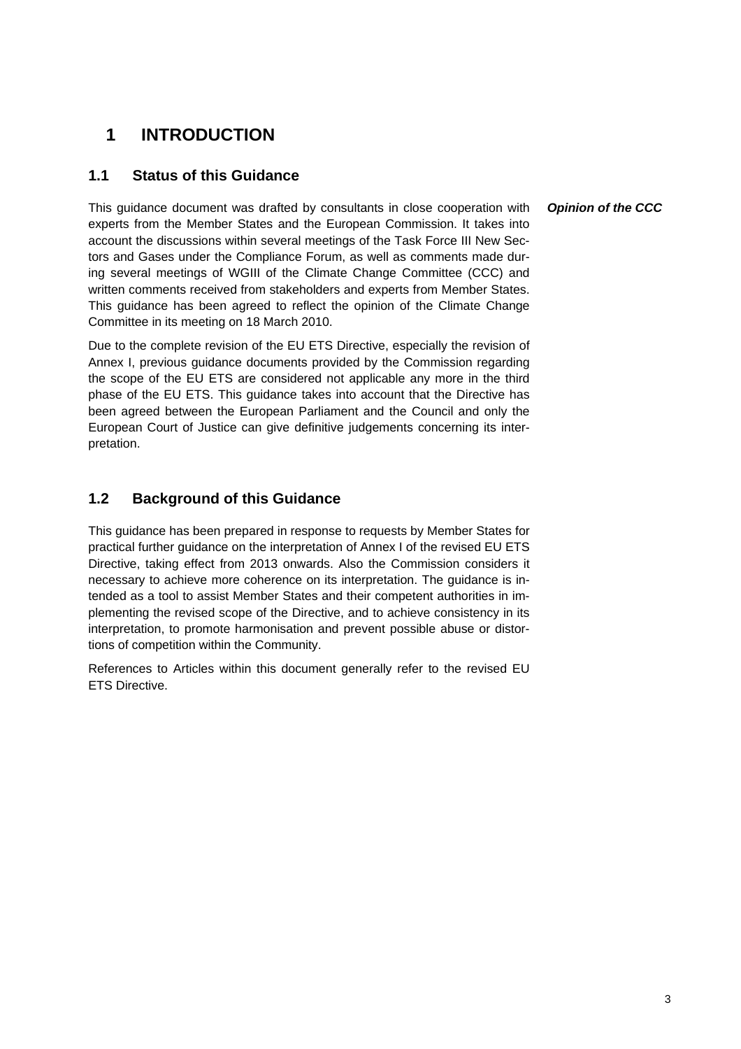# 1 INTRODUCTION

## 1.1 Status of this Guidance

*Opinion of the CCC*

This guidance document was drafted by consultants in close cooperation with experts from the Member States and the European Commission. It takes into account the discussions within several meetings of the Task Force III New Sectors and Gases under the Compliance Forum, as well as comments made during several meetings of WGIII of the Climate Change Committee (CCC) and written comments received from stakeholders and experts from Member States. This guidance has been agreed to reflect the opinion of the Climate Change Committee in its meeting on 18 March 2010.

Due to the complete revision of the EU ETS Directive, especially the revision of Annex I, previous guidance documents provided by the Commission regarding the scope of the EU ETS are considered not applicable any more in the third phase of the EU ETS. This guidance takes into account that the Directive has been agreed between the European Parliament and the Council and only the European Court of Justice can give definitive judgements concerning its interpretation.

## 1.2 Background of this Guidance

This guidance has been prepared in response to requests by Member States for practical further guidance on the interpretation of Annex I of the revised EU ETS Directive, taking effect from 2013 onwards. Also the Commission considers it necessary to achieve more coherence on its interpretation. The guidance is intended as a tool to assist Member States and their competent authorities in implementing the revised scope of the Directive, and to achieve consistency in its interpretation, to promote harmonisation and prevent possible abuse or distortions of competition within the Community.

References to Articles within this document generally refer to the revised EU ETS Directive.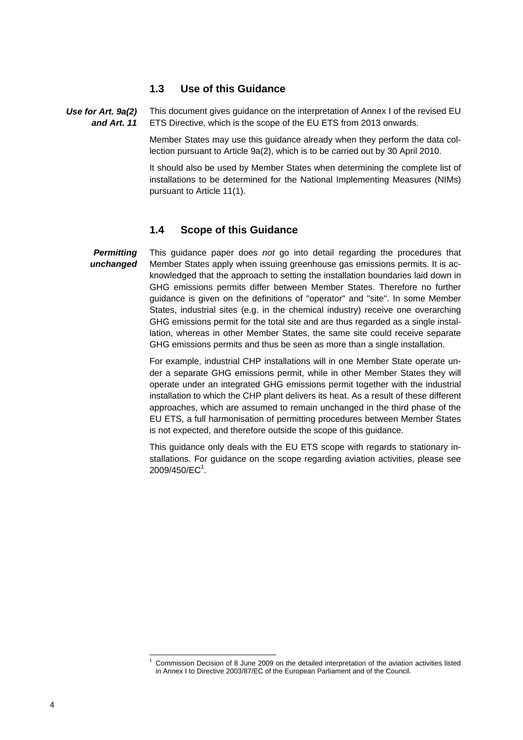## 1.3 Use of this Guidance

***Use for Art. 9a(2) and Art. 11***

This document gives guidance on the interpretation of Annex I of the revised EU ETS Directive, which is the scope of the EU ETS from 2013 onwards.

Member States may use this guidance already when they perform the data collection pursuant to Article 9a(2), which is to be carried out by 30 April 2010.

It should also be used by Member States when determining the complete list of installations to be determined for the National Implementing Measures (NIMs) pursuant to Article 11(1).

## 1.4 Scope of this Guidance

***Permitting unchanged***

This guidance paper does *not* go into detail regarding the procedures that Member States apply when issuing greenhouse gas emissions permits. It is acknowledged that the approach to setting the installation boundaries laid down in GHG emissions permits differ between Member States. Therefore no further guidance is given on the definitions of "operator" and "site". In some Member States, industrial sites (e.g. in the chemical industry) receive one overarching GHG emissions permit for the total site and are thus regarded as a single installation, whereas in other Member States, the same site could receive separate GHG emissions permits and thus be seen as more than a single installation.

For example, industrial CHP installations will in one Member State operate under a separate GHG emissions permit, while in other Member States they will operate under an integrated GHG emissions permit together with the industrial installation to which the CHP plant delivers its heat. As a result of these different approaches, which are assumed to remain unchanged in the third phase of the EU ETS, a full harmonisation of permitting procedures between Member States is not expected, and therefore outside the scope of this guidance.

This guidance only deals with the EU ETS scope with regards to stationary installations. For guidance on the scope regarding aviation activities, please see 2009/450/EC[1].

[1] Commission Decision of 8 June 2009 on the detailed interpretation of the aviation activities listed in Annex I to Directive 2003/87/EC of the European Parliament and of the Council.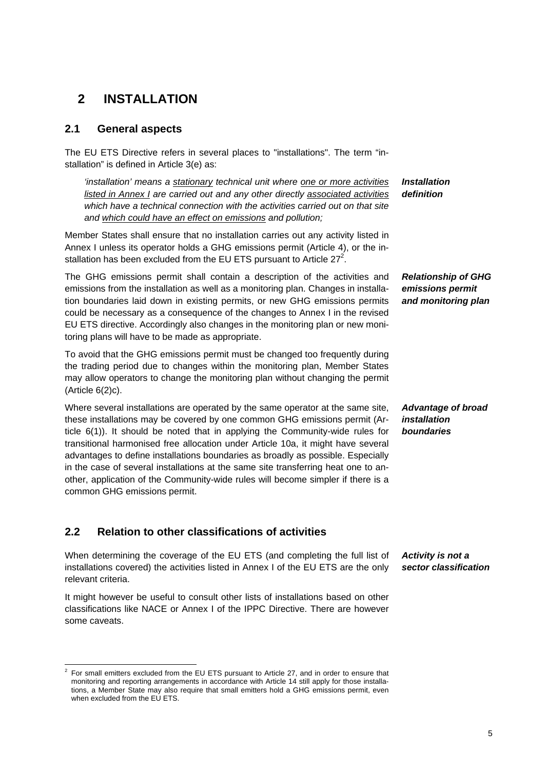# 2 INSTALLATION

## 2.1 General aspects

The EU ETS Directive refers in several places to "installations". The term "installation" is defined in Article 3(e) as:

***Installation definition***

> *'installation' means a stationary technical unit where one or more activities listed in Annex I are carried out and any other directly associated activities which have a technical connection with the activities carried out on that site and which could have an effect on emissions and pollution;*

Member States shall ensure that no installation carries out any activity listed in Annex I unless its operator holds a GHG emissions permit (Article 4), or the installation has been excluded from the EU ETS pursuant to Article 27[2].

***Relationship of GHG emissions permit and monitoring plan***

The GHG emissions permit shall contain a description of the activities and emissions from the installation as well as a monitoring plan. Changes in installation boundaries laid down in existing permits, or new GHG emissions permits could be necessary as a consequence of the changes to Annex I in the revised EU ETS directive. Accordingly also changes in the monitoring plan or new monitoring plans will have to be made as appropriate.

To avoid that the GHG emissions permit must be changed too frequently during the trading period due to changes within the monitoring plan, Member States may allow operators to change the monitoring plan without changing the permit (Article 6(2)c).

***Advantage of broad installation boundaries***

Where several installations are operated by the same operator at the same site, these installations may be covered by one common GHG emissions permit (Article 6(1)). It should be noted that in applying the Community-wide rules for transitional harmonised free allocation under Article 10a, it might have several advantages to define installations boundaries as broadly as possible. Especially in the case of several installations at the same site transferring heat one to another, application of the Community-wide rules will become simpler if there is a common GHG emissions permit.

## 2.2 Relation to other classifications of activities

***Activity is not a sector classification***

When determining the coverage of the EU ETS (and completing the full list of installations covered) the activities listed in Annex I of the EU ETS are the only relevant criteria.

It might however be useful to consult other lists of installations based on other classifications like NACE or Annex I of the IPPC Directive. There are however some caveats.

---

[2] For small emitters excluded from the EU ETS pursuant to Article 27, and in order to ensure that monitoring and reporting arrangements in accordance with Article 14 still apply for those installations, a Member State may also require that small emitters hold a GHG emissions permit, even when excluded from the EU ETS.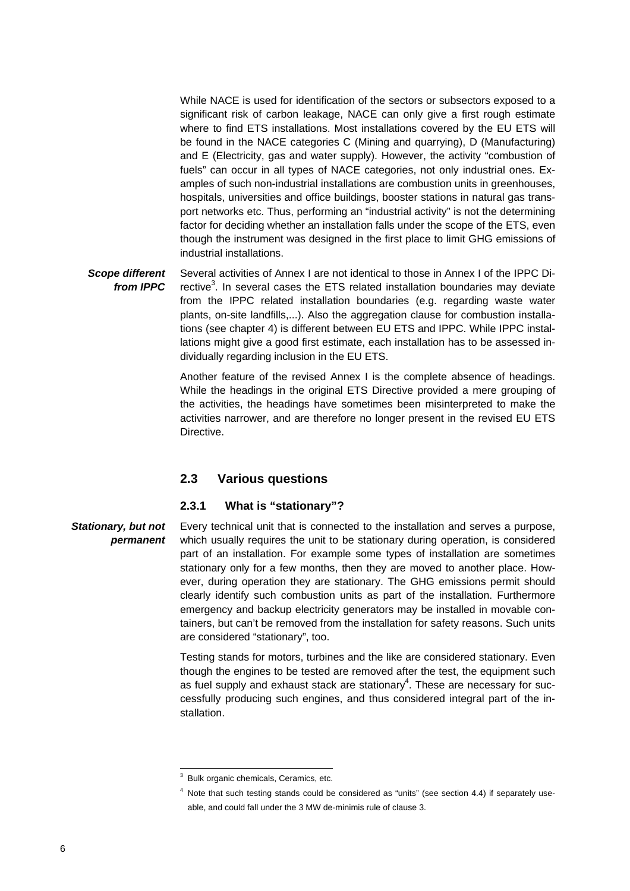While NACE is used for identification of the sectors or subsectors exposed to a significant risk of carbon leakage, NACE can only give a first rough estimate where to find ETS installations. Most installations covered by the EU ETS will be found in the NACE categories C (Mining and quarrying), D (Manufacturing) and E (Electricity, gas and water supply). However, the activity "combustion of fuels" can occur in all types of NACE categories, not only industrial ones. Examples of such non-industrial installations are combustion units in greenhouses, hospitals, universities and office buildings, booster stations in natural gas transport networks etc. Thus, performing an "industrial activity" is not the determining factor for deciding whether an installation falls under the scope of the ETS, even though the instrument was designed in the first place to limit GHG emissions of industrial installations.

***Scope different from IPPC***

Several activities of Annex I are not identical to those in Annex I of the IPPC Directive[3]. In several cases the ETS related installation boundaries may deviate from the IPPC related installation boundaries (e.g. regarding waste water plants, on-site landfills,...). Also the aggregation clause for combustion installations (see chapter 4) is different between EU ETS and IPPC. While IPPC installations might give a good first estimate, each installation has to be assessed individually regarding inclusion in the EU ETS.

Another feature of the revised Annex I is the complete absence of headings. While the headings in the original ETS Directive provided a mere grouping of the activities, the headings have sometimes been misinterpreted to make the activities narrower, and are therefore no longer present in the revised EU ETS Directive.

## 2.3 Various questions

### 2.3.1 What is "stationary"?

***Stationary, but not permanent***

Every technical unit that is connected to the installation and serves a purpose, which usually requires the unit to be stationary during operation, is considered part of an installation. For example some types of installation are sometimes stationary only for a few months, then they are moved to another place. However, during operation they are stationary. The GHG emissions permit should clearly identify such combustion units as part of the installation. Furthermore emergency and backup electricity generators may be installed in movable containers, but can't be removed from the installation for safety reasons. Such units are considered "stationary", too.

Testing stands for motors, turbines and the like are considered stationary. Even though the engines to be tested are removed after the test, the equipment such as fuel supply and exhaust stack are stationary[4]. These are necessary for successfully producing such engines, and thus considered integral part of the installation.

---

[3] Bulk organic chemicals, Ceramics, etc.

[4] Note that such testing stands could be considered as "units" (see section 4.4) if separately useable, and could fall under the 3 MW de-minimis rule of clause 3.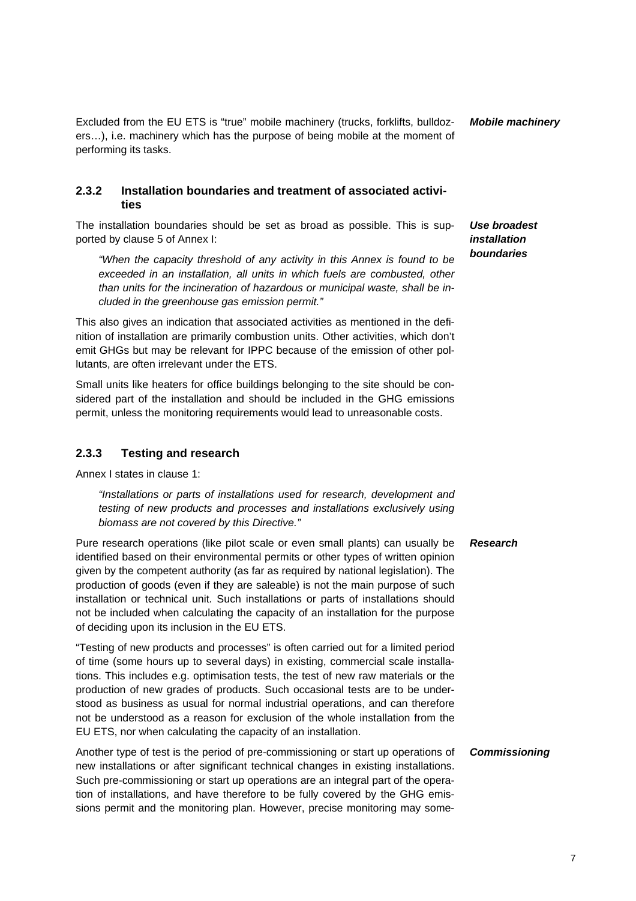Excluded from the EU ETS is "true" mobile machinery (trucks, forklifts, bulldozers…), i.e. machinery which has the purpose of being mobile at the moment of performing its tasks.

***Mobile machinery***

### 2.3.2 Installation boundaries and treatment of associated activities

***Use broadest installation boundaries***

The installation boundaries should be set as broad as possible. This is supported by clause 5 of Annex I:

> *"When the capacity threshold of any activity in this Annex is found to be exceeded in an installation, all units in which fuels are combusted, other than units for the incineration of hazardous or municipal waste, shall be included in the greenhouse gas emission permit."*

This also gives an indication that associated activities as mentioned in the definition of installation are primarily combustion units. Other activities, which don't emit GHGs but may be relevant for IPPC because of the emission of other pollutants, are often irrelevant under the ETS.

Small units like heaters for office buildings belonging to the site should be considered part of the installation and should be included in the GHG emissions permit, unless the monitoring requirements would lead to unreasonable costs.

### 2.3.3 Testing and research

Annex I states in clause 1:

> *"Installations or parts of installations used for research, development and testing of new products and processes and installations exclusively using biomass are not covered by this Directive."*

***Research***

Pure research operations (like pilot scale or even small plants) can usually be identified based on their environmental permits or other types of written opinion given by the competent authority (as far as required by national legislation). The production of goods (even if they are saleable) is not the main purpose of such installation or technical unit. Such installations or parts of installations should not be included when calculating the capacity of an installation for the purpose of deciding upon its inclusion in the EU ETS.

"Testing of new products and processes" is often carried out for a limited period of time (some hours up to several days) in existing, commercial scale installations. This includes e.g. optimisation tests, the test of new raw materials or the production of new grades of products. Such occasional tests are to be understood as business as usual for normal industrial operations, and can therefore not be understood as a reason for exclusion of the whole installation from the EU ETS, nor when calculating the capacity of an installation.

***Commissioning***

Another type of test is the period of pre-commissioning or start up operations of new installations or after significant technical changes in existing installations. Such pre-commissioning or start up operations are an integral part of the operation of installations, and have therefore to be fully covered by the GHG emissions permit and the monitoring plan. However, precise monitoring may some-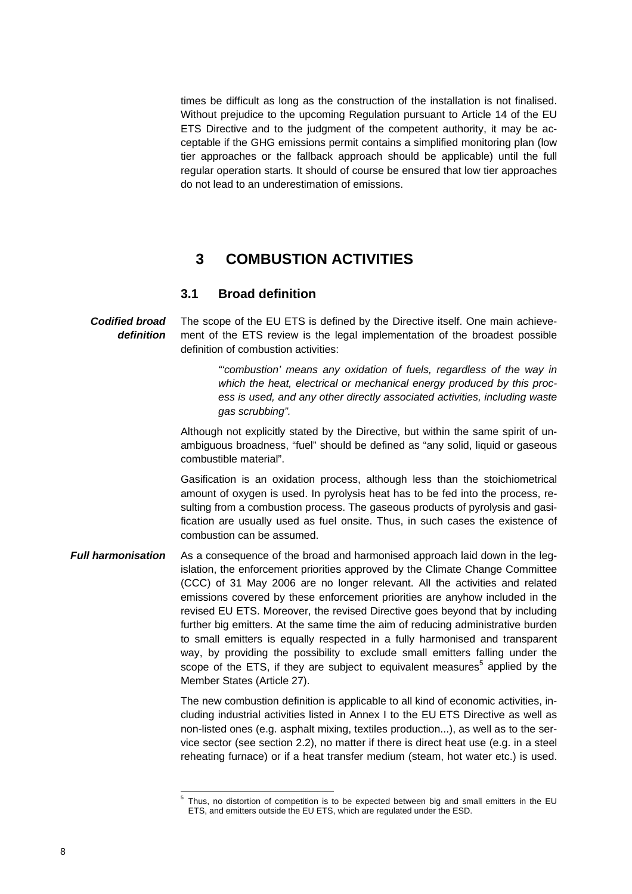times be difficult as long as the construction of the installation is not finalised. Without prejudice to the upcoming Regulation pursuant to Article 14 of the EU ETS Directive and to the judgment of the competent authority, it may be acceptable if the GHG emissions permit contains a simplified monitoring plan (low tier approaches or the fallback approach should be applicable) until the full regular operation starts. It should of course be ensured that low tier approaches do not lead to an underestimation of emissions.

# 3 COMBUSTION ACTIVITIES

## 3.1 Broad definition

***Codified broad definition***

The scope of the EU ETS is defined by the Directive itself. One main achievement of the ETS review is the legal implementation of the broadest possible definition of combustion activities:

> *"'combustion' means any oxidation of fuels, regardless of the way in which the heat, electrical or mechanical energy produced by this process is used, and any other directly associated activities, including waste gas scrubbing".*

Although not explicitly stated by the Directive, but within the same spirit of unambiguous broadness, "fuel" should be defined as "any solid, liquid or gaseous combustible material".

Gasification is an oxidation process, although less than the stoichiometrical amount of oxygen is used. In pyrolysis heat has to be fed into the process, resulting from a combustion process. The gaseous products of pyrolysis and gasification are usually used as fuel onsite. Thus, in such cases the existence of combustion can be assumed.

***Full harmonisation***

As a consequence of the broad and harmonised approach laid down in the legislation, the enforcement priorities approved by the Climate Change Committee (CCC) of 31 May 2006 are no longer relevant. All the activities and related emissions covered by these enforcement priorities are anyhow included in the revised EU ETS. Moreover, the revised Directive goes beyond that by including further big emitters. At the same time the aim of reducing administrative burden to small emitters is equally respected in a fully harmonised and transparent way, by providing the possibility to exclude small emitters falling under the scope of the ETS, if they are subject to equivalent measures[5] applied by the Member States (Article 27).

The new combustion definition is applicable to all kind of economic activities, including industrial activities listed in Annex I to the EU ETS Directive as well as non-listed ones (e.g. asphalt mixing, textiles production...), as well as to the service sector (see section 2.2), no matter if there is direct heat use (e.g. in a steel reheating furnace) or if a heat transfer medium (steam, hot water etc.) is used.

---

[5] Thus, no distortion of competition is to be expected between big and small emitters in the EU ETS, and emitters outside the EU ETS, which are regulated under the ESD.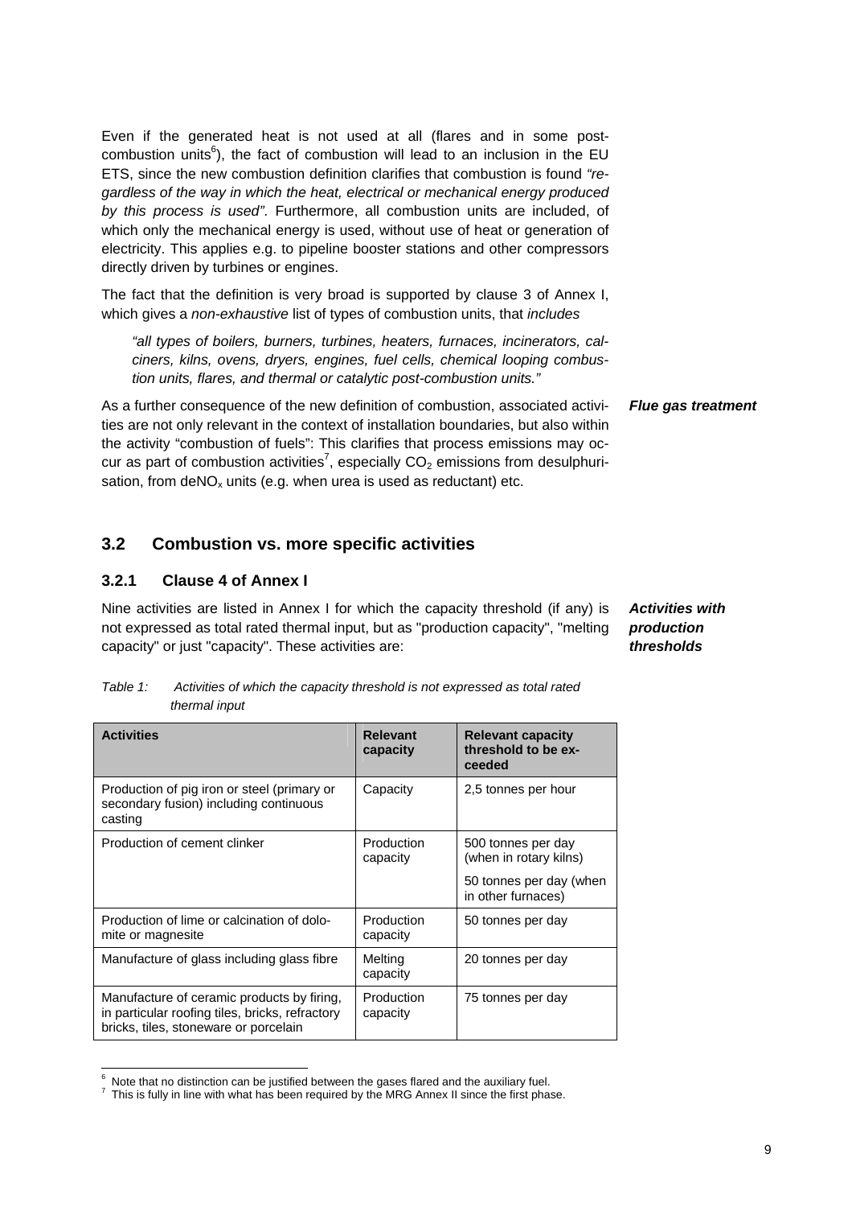Even if the generated heat is not used at all (flares and in some post-combustion units[6]), the fact of combustion will lead to an inclusion in the EU ETS, since the new combustion definition clarifies that combustion is found *"regardless of the way in which the heat, electrical or mechanical energy produced by this process is used"*. Furthermore, all combustion units are included, of which only the mechanical energy is used, without use of heat or generation of electricity. This applies e.g. to pipeline booster stations and other compressors directly driven by turbines or engines.

The fact that the definition is very broad is supported by clause 3 of Annex I, which gives a *non-exhaustive* list of types of combustion units, that *includes*

> *"all types of boilers, burners, turbines, heaters, furnaces, incinerators, calciners, kilns, ovens, dryers, engines, fuel cells, chemical looping combustion units, flares, and thermal or catalytic post-combustion units."*

***Flue gas treatment***

As a further consequence of the new definition of combustion, associated activities are not only relevant in the context of installation boundaries, but also within the activity "combustion of fuels": This clarifies that process emissions may occur as part of combustion activities[7], especially $CO_2$ emissions from desulphurisation, from de$NO_x$ units (e.g. when urea is used as reductant) etc.

## 3.2 Combustion vs. more specific activities

### 3.2.1 Clause 4 of Annex I

***Activities with production thresholds***

Nine activities are listed in Annex I for which the capacity threshold (if any) is not expressed as total rated thermal input, but as "production capacity", "melting capacity" or just "capacity". These activities are:

*Table 1: Activities of which the capacity threshold is not expressed as total rated thermal input*

| Activities | Relevant capacity | Relevant capacity threshold to be exceeded |
|---|---|---|
| Production of pig iron or steel (primary or secondary fusion) including continuous casting | Capacity | 2,5 tonnes per hour |
| Production of cement clinker | Production capacity | 500 tonnes per day (when in rotary kilns)<br>50 tonnes per day (when in other furnaces) |
| Production of lime or calcination of dolomite or magnesite | Production capacity | 50 tonnes per day |
| Manufacture of glass including glass fibre | Melting capacity | 20 tonnes per day |
| Manufacture of ceramic products by firing, in particular roofing tiles, bricks, refractory bricks, tiles, stoneware or porcelain | Production capacity | 75 tonnes per day |

[6] Note that no distinction can be justified between the gases flared and the auxiliary fuel.
[7] This is fully in line with what has been required by the MRG Annex II since the first phase.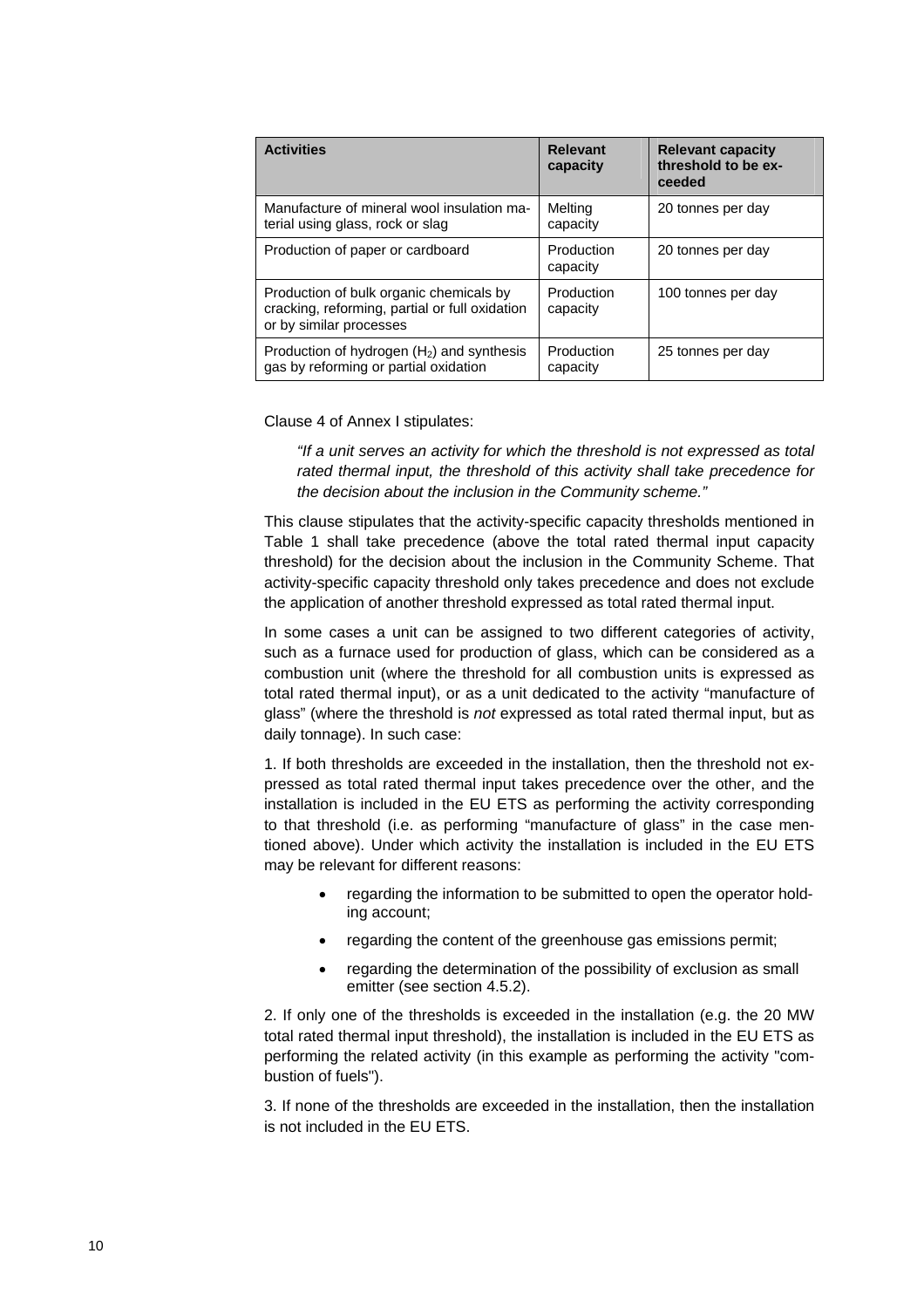| Activities | Relevant capacity | Relevant capacity threshold to be exceeded |
|---|---|---|
| Manufacture of mineral wool insulation material using glass, rock or slag | Melting capacity | 20 tonnes per day |
| Production of paper or cardboard | Production capacity | 20 tonnes per day |
| Production of bulk organic chemicals by cracking, reforming, partial or full oxidation or by similar processes | Production capacity | 100 tonnes per day |
| Production of hydrogen ($H_2$) and synthesis gas by reforming or partial oxidation | Production capacity | 25 tonnes per day |

Clause 4 of Annex I stipulates:

> *"If a unit serves an activity for which the threshold is not expressed as total rated thermal input, the threshold of this activity shall take precedence for the decision about the inclusion in the Community scheme."*

This clause stipulates that the activity-specific capacity thresholds mentioned in Table 1 shall take precedence (above the total rated thermal input capacity threshold) for the decision about the inclusion in the Community Scheme. That activity-specific capacity threshold only takes precedence and does not exclude the application of another threshold expressed as total rated thermal input.

In some cases a unit can be assigned to two different categories of activity, such as a furnace used for production of glass, which can be considered as a combustion unit (where the threshold for all combustion units is expressed as total rated thermal input), or as a unit dedicated to the activity "manufacture of glass" (where the threshold is *not* expressed as total rated thermal input, but as daily tonnage). In such case:

1. If both thresholds are exceeded in the installation, then the threshold not expressed as total rated thermal input takes precedence over the other, and the installation is included in the EU ETS as performing the activity corresponding to that threshold (i.e. as performing "manufacture of glass" in the case mentioned above). Under which activity the installation is included in the EU ETS may be relevant for different reasons:

- regarding the information to be submitted to open the operator holding account;
- regarding the content of the greenhouse gas emissions permit;
- regarding the determination of the possibility of exclusion as small emitter (see section 4.5.2).

2. If only one of the thresholds is exceeded in the installation (e.g. the 20 MW total rated thermal input threshold), the installation is included in the EU ETS as performing the related activity (in this example as performing the activity "combustion of fuels").

3. If none of the thresholds are exceeded in the installation, then the installation is not included in the EU ETS.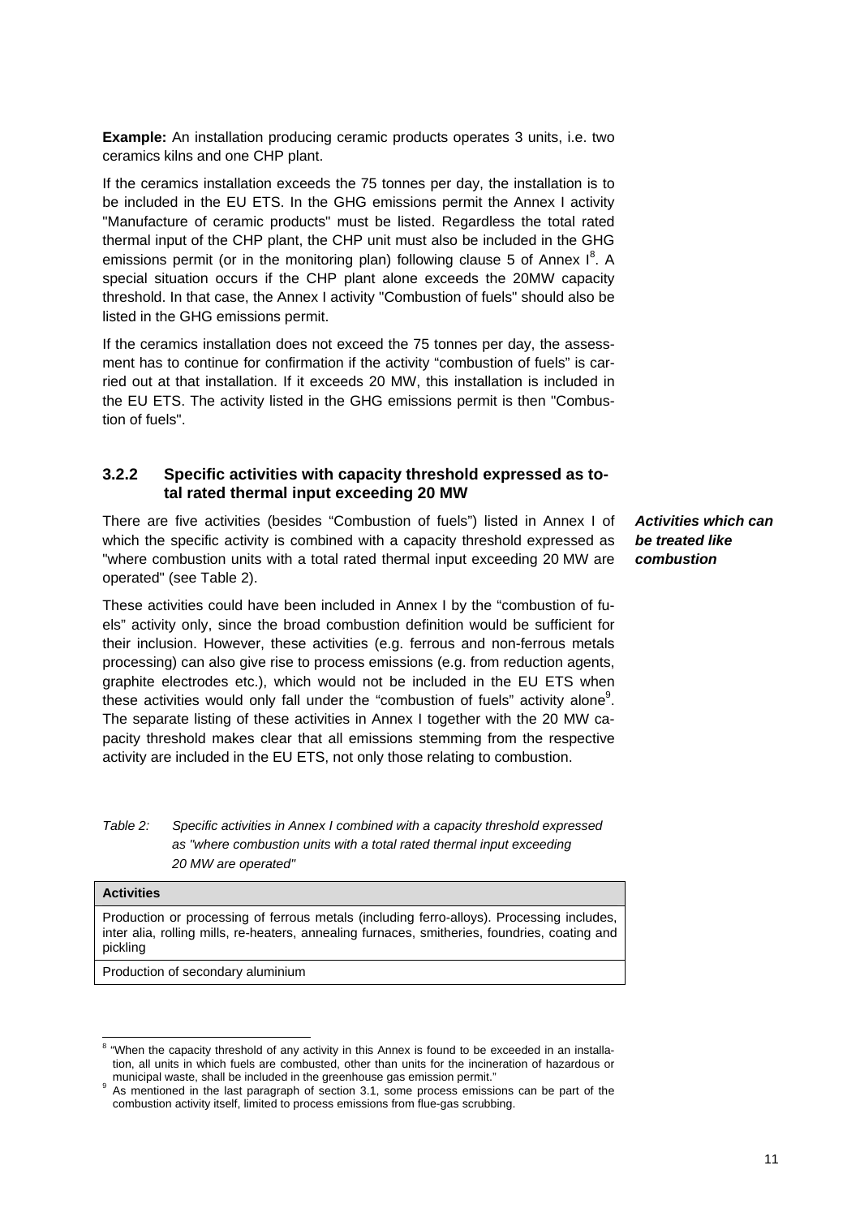**Example:** An installation producing ceramic products operates 3 units, i.e. two ceramics kilns and one CHP plant.

If the ceramics installation exceeds the 75 tonnes per day, the installation is to be included in the EU ETS. In the GHG emissions permit the Annex I activity "Manufacture of ceramic products" must be listed. Regardless the total rated thermal input of the CHP plant, the CHP unit must also be included in the GHG emissions permit (or in the monitoring plan) following clause 5 of Annex I[8]. A special situation occurs if the CHP plant alone exceeds the 20MW capacity threshold. In that case, the Annex I activity "Combustion of fuels" should also be listed in the GHG emissions permit.

If the ceramics installation does not exceed the 75 tonnes per day, the assessment has to continue for confirmation if the activity "combustion of fuels" is carried out at that installation. If it exceeds 20 MW, this installation is included in the EU ETS. The activity listed in the GHG emissions permit is then "Combustion of fuels".

### 3.2.2 Specific activities with capacity threshold expressed as total rated thermal input exceeding 20 MW

***Activities which can be treated like combustion***

There are five activities (besides "Combustion of fuels") listed in Annex I of which the specific activity is combined with a capacity threshold expressed as "where combustion units with a total rated thermal input exceeding 20 MW are operated" (see Table 2).

These activities could have been included in Annex I by the "combustion of fuels" activity only, since the broad combustion definition would be sufficient for their inclusion. However, these activities (e.g. ferrous and non-ferrous metals processing) can also give rise to process emissions (e.g. from reduction agents, graphite electrodes etc.), which would not be included in the EU ETS when these activities would only fall under the "combustion of fuels" activity alone[9]. The separate listing of these activities in Annex I together with the 20 MW capacity threshold makes clear that all emissions stemming from the respective activity are included in the EU ETS, not only those relating to combustion.

*Table 2: Specific activities in Annex I combined with a capacity threshold expressed as "where combustion units with a total rated thermal input exceeding 20 MW are operated"*

| Activities |
| --- |
| Production or processing of ferrous metals (including ferro-alloys). Processing includes, inter alia, rolling mills, re-heaters, annealing furnaces, smitheries, foundries, coating and pickling |
| Production of secondary aluminium |

[8] "When the capacity threshold of any activity in this Annex is found to be exceeded in an installation, all units in which fuels are combusted, other than units for the incineration of hazardous or municipal waste, shall be included in the greenhouse gas emission permit."

[9] As mentioned in the last paragraph of section 3.1, some process emissions can be part of the combustion activity itself, limited to process emissions from flue-gas scrubbing.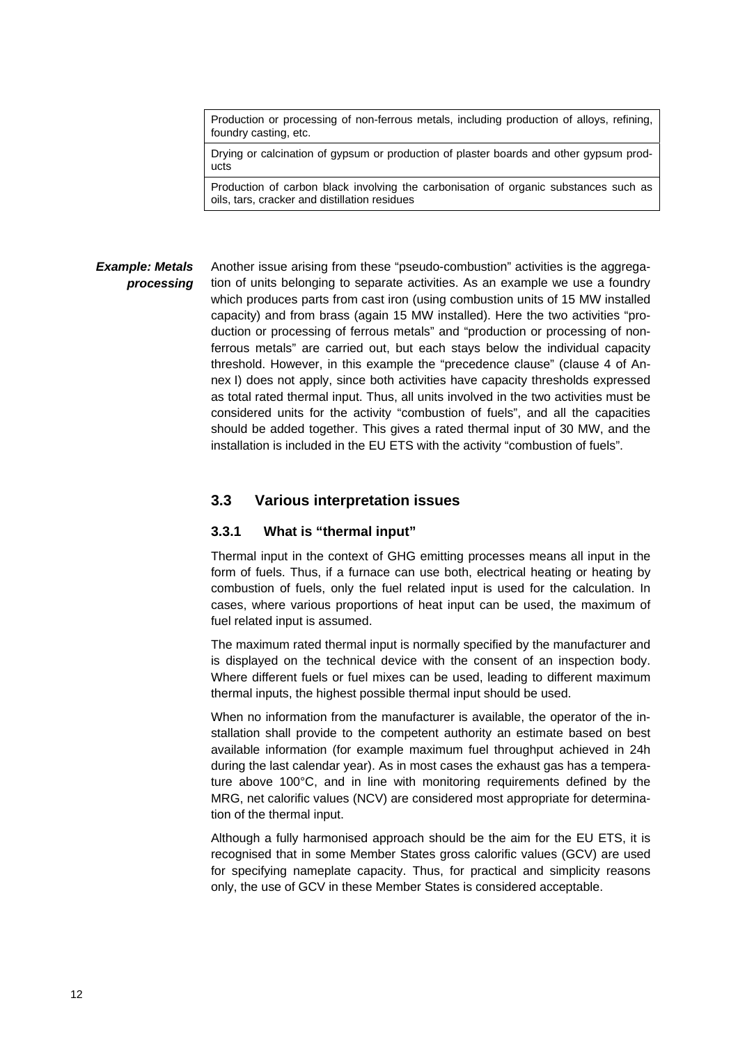| |
|---|
| Production or processing of non-ferrous metals, including production of alloys, refining, foundry casting, etc. |
| Drying or calcination of gypsum or production of plaster boards and other gypsum products |
| Production of carbon black involving the carbonisation of organic substances such as oils, tars, cracker and distillation residues |

***Example: Metals processing***

Another issue arising from these "pseudo-combustion" activities is the aggregation of units belonging to separate activities. As an example we use a foundry which produces parts from cast iron (using combustion units of 15 MW installed capacity) and from brass (again 15 MW installed). Here the two activities "production or processing of ferrous metals" and "production or processing of non-ferrous metals" are carried out, but each stays below the individual capacity threshold. However, in this example the "precedence clause" (clause 4 of Annex I) does not apply, since both activities have capacity thresholds expressed as total rated thermal input. Thus, all units involved in the two activities must be considered units for the activity "combustion of fuels", and all the capacities should be added together. This gives a rated thermal input of 30 MW, and the installation is included in the EU ETS with the activity "combustion of fuels".

## 3.3 Various interpretation issues

### 3.3.1 What is "thermal input"

Thermal input in the context of GHG emitting processes means all input in the form of fuels. Thus, if a furnace can use both, electrical heating or heating by combustion of fuels, only the fuel related input is used for the calculation. In cases, where various proportions of heat input can be used, the maximum of fuel related input is assumed.

The maximum rated thermal input is normally specified by the manufacturer and is displayed on the technical device with the consent of an inspection body. Where different fuels or fuel mixes can be used, leading to different maximum thermal inputs, the highest possible thermal input should be used.

When no information from the manufacturer is available, the operator of the installation shall provide to the competent authority an estimate based on best available information (for example maximum fuel throughput achieved in 24h during the last calendar year). As in most cases the exhaust gas has a temperature above 100°C, and in line with monitoring requirements defined by the MRG, net calorific values (NCV) are considered most appropriate for determination of the thermal input.

Although a fully harmonised approach should be the aim for the EU ETS, it is recognised that in some Member States gross calorific values (GCV) are used for specifying nameplate capacity. Thus, for practical and simplicity reasons only, the use of GCV in these Member States is considered acceptable.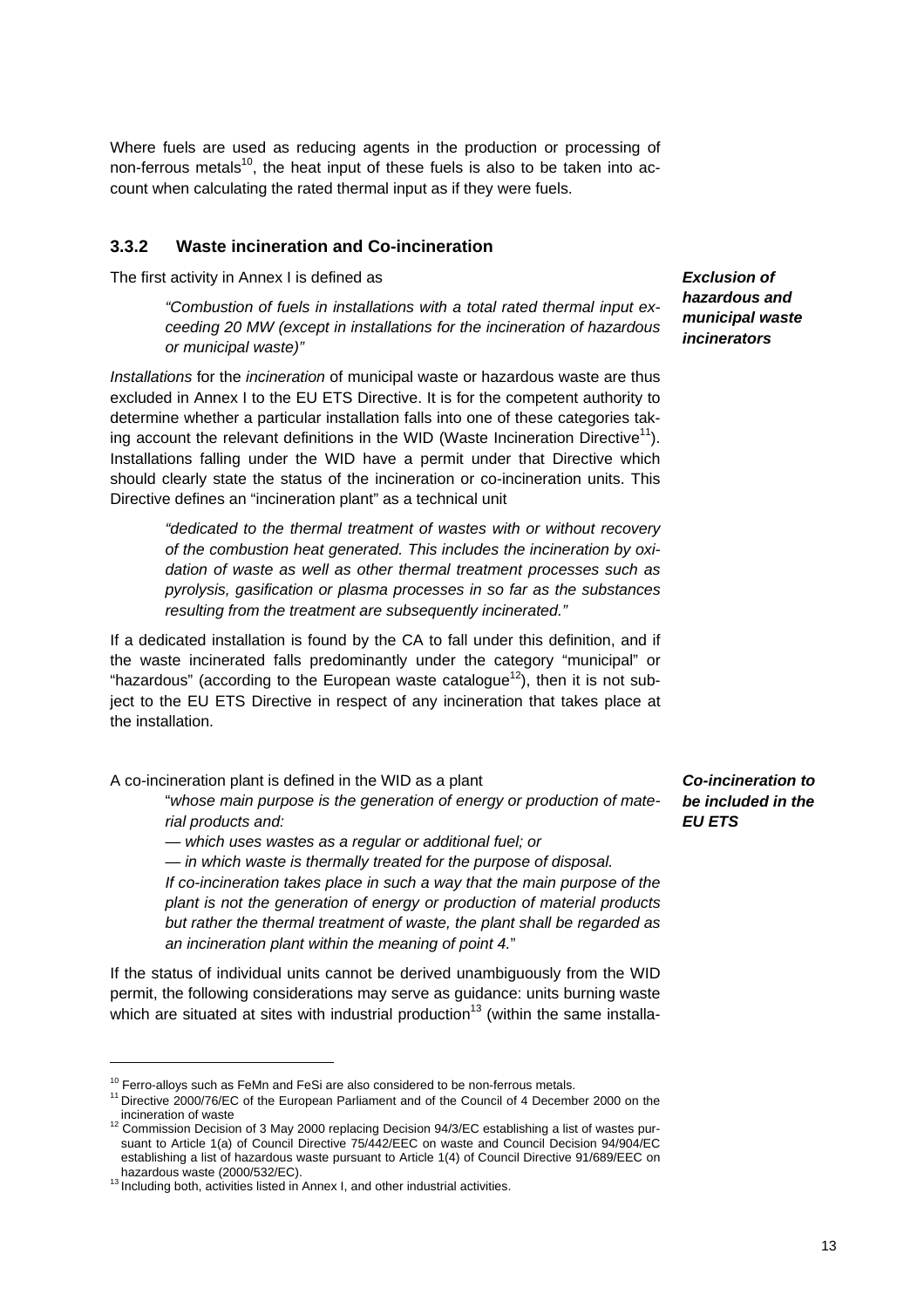Where fuels are used as reducing agents in the production or processing of non-ferrous metals[10], the heat input of these fuels is also to be taken into account when calculating the rated thermal input as if they were fuels.

### 3.3.2 Waste incineration and Co-incineration

***Exclusion of hazardous and municipal waste incinerators***

The first activity in Annex I is defined as

> *"Combustion of fuels in installations with a total rated thermal input exceeding 20 MW (except in installations for the incineration of hazardous or municipal waste)"*

*Installations* for the *incineration* of municipal waste or hazardous waste are thus excluded in Annex I to the EU ETS Directive. It is for the competent authority to determine whether a particular installation falls into one of these categories taking account the relevant definitions in the WID (Waste Incineration Directive[11]). Installations falling under the WID have a permit under that Directive which should clearly state the status of the incineration or co-incineration units. This Directive defines an "incineration plant" as a technical unit

> *"dedicated to the thermal treatment of wastes with or without recovery of the combustion heat generated. This includes the incineration by oxidation of waste as well as other thermal treatment processes such as pyrolysis, gasification or plasma processes in so far as the substances resulting from the treatment are subsequently incinerated."*

If a dedicated installation is found by the CA to fall under this definition, and if the waste incinerated falls predominantly under the category "municipal" or "hazardous" (according to the European waste catalogue[12]), then it is not subject to the EU ETS Directive in respect of any incineration that takes place at the installation.

***Co-incineration to be included in the EU ETS***

A co-incineration plant is defined in the WID as a plant

> "*whose main purpose is the generation of energy or production of material products and:*
>
> *— which uses wastes as a regular or additional fuel; or*
>
> *— in which waste is thermally treated for the purpose of disposal.*
>
> *If co-incineration takes place in such a way that the main purpose of the plant is not the generation of energy or production of material products but rather the thermal treatment of waste, the plant shall be regarded as an incineration plant within the meaning of point 4.*"

If the status of individual units cannot be derived unambiguously from the WID permit, the following considerations may serve as guidance: units burning waste which are situated at sites with industrial production[13] (within the same installa-

---

[10] Ferro-alloys such as FeMn and FeSi are also considered to be non-ferrous metals.

[11] Directive 2000/76/EC of the European Parliament and of the Council of 4 December 2000 on the incineration of waste

[12] Commission Decision of 3 May 2000 replacing Decision 94/3/EC establishing a list of wastes pursuant to Article 1(a) of Council Directive 75/442/EEC on waste and Council Decision 94/904/EC establishing a list of hazardous waste pursuant to Article 1(4) of Council Directive 91/689/EEC on hazardous waste (2000/532/EC).

[13] Including both, activities listed in Annex I, and other industrial activities.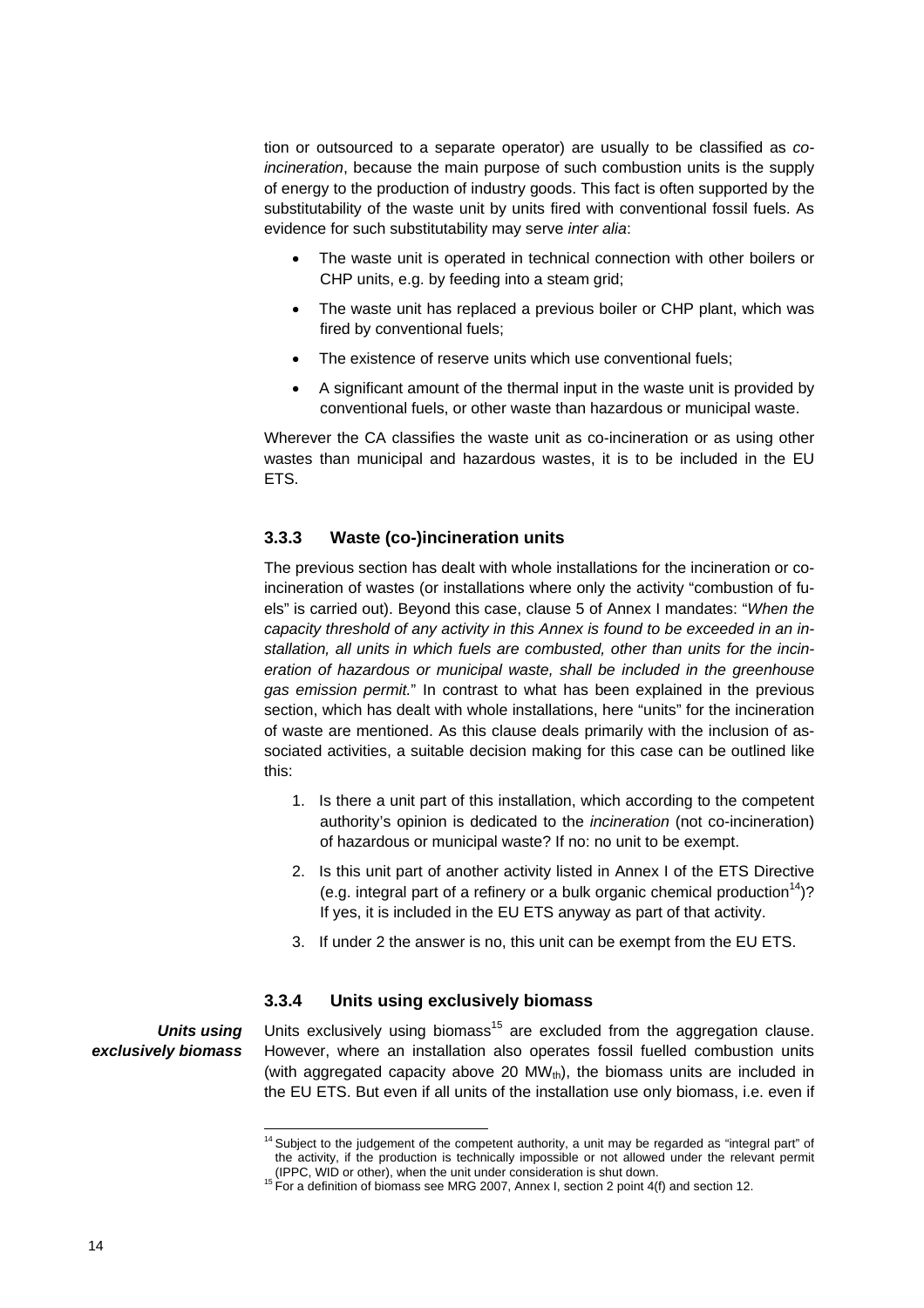tion or outsourced to a separate operator) are usually to be classified as *co-incineration*, because the main purpose of such combustion units is the supply of energy to the production of industry goods. This fact is often supported by the substitutability of the waste unit by units fired with conventional fossil fuels. As evidence for such substitutability may serve *inter alia*:

- The waste unit is operated in technical connection with other boilers or CHP units, e.g. by feeding into a steam grid;
- The waste unit has replaced a previous boiler or CHP plant, which was fired by conventional fuels;
- The existence of reserve units which use conventional fuels;
- A significant amount of the thermal input in the waste unit is provided by conventional fuels, or other waste than hazardous or municipal waste.

Wherever the CA classifies the waste unit as co-incineration or as using other wastes than municipal and hazardous wastes, it is to be included in the EU ETS.

### 3.3.3 Waste (co-)incineration units

The previous section has dealt with whole installations for the incineration or co-incineration of wastes (or installations where only the activity "combustion of fuels" is carried out). Beyond this case, clause 5 of Annex I mandates: "*When the capacity threshold of any activity in this Annex is found to be exceeded in an installation, all units in which fuels are combusted, other than units for the incineration of hazardous or municipal waste, shall be included in the greenhouse gas emission permit.*" In contrast to what has been explained in the previous section, which has dealt with whole installations, here "units" for the incineration of waste are mentioned. As this clause deals primarily with the inclusion of associated activities, a suitable decision making for this case can be outlined like this:

1. Is there a unit part of this installation, which according to the competent authority's opinion is dedicated to the *incineration* (not co-incineration) of hazardous or municipal waste? If no: no unit to be exempt.
2. Is this unit part of another activity listed in Annex I of the ETS Directive (e.g. integral part of a refinery or a bulk organic chemical production[14])? If yes, it is included in the EU ETS anyway as part of that activity.
3. If under 2 the answer is no, this unit can be exempt from the EU ETS.

### 3.3.4 Units using exclusively biomass

***Units using exclusively biomass***

Units exclusively using biomass[15] are excluded from the aggregation clause. However, where an installation also operates fossil fuelled combustion units (with aggregated capacity above 20 $MW_{th}$), the biomass units are included in the EU ETS. But even if all units of the installation use only biomass, i.e. even if

[14] Subject to the judgement of the competent authority, a unit may be regarded as "integral part" of the activity, if the production is technically impossible or not allowed under the relevant permit (IPPC, WID or other), when the unit under consideration is shut down.

[15] For a definition of biomass see MRG 2007, Annex I, section 2 point 4(f) and section 12.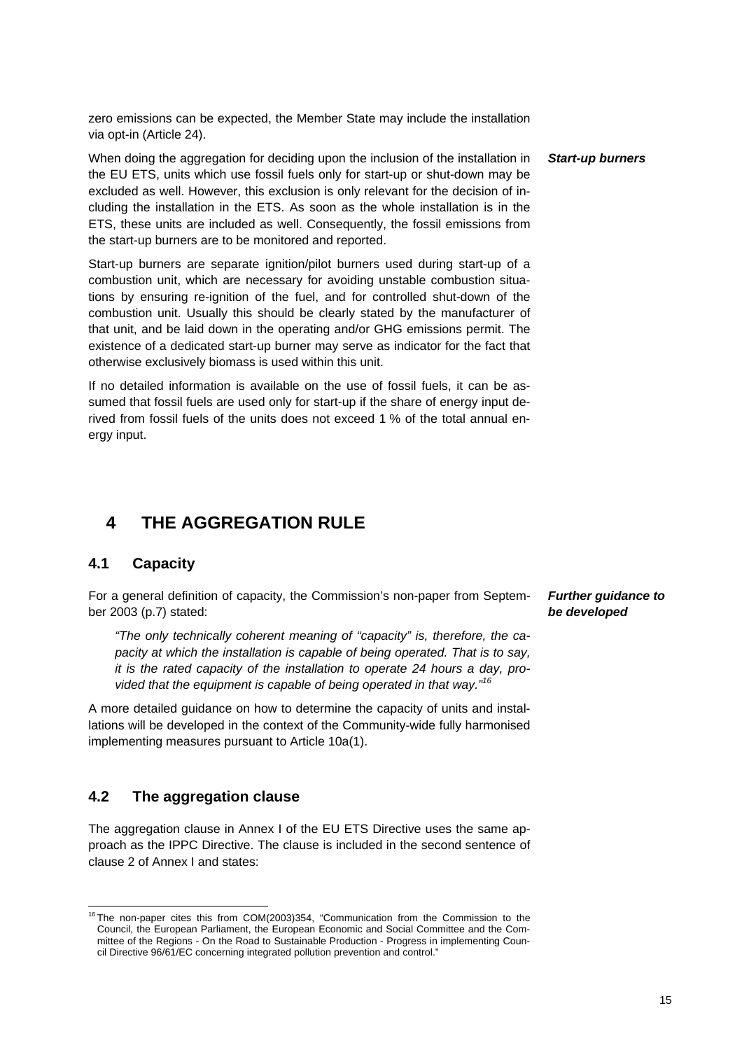zero emissions can be expected, the Member State may include the installation via opt-in (Article 24).

***Start-up burners***

When doing the aggregation for deciding upon the inclusion of the installation in the EU ETS, units which use fossil fuels only for start-up or shut-down may be excluded as well. However, this exclusion is only relevant for the decision of including the installation in the ETS. As soon as the whole installation is in the ETS, these units are included as well. Consequently, the fossil emissions from the start-up burners are to be monitored and reported.

Start-up burners are separate ignition/pilot burners used during start-up of a combustion unit, which are necessary for avoiding unstable combustion situations by ensuring re-ignition of the fuel, and for controlled shut-down of the combustion unit. Usually this should be clearly stated by the manufacturer of that unit, and be laid down in the operating and/or GHG emissions permit. The existence of a dedicated start-up burner may serve as indicator for the fact that otherwise exclusively biomass is used within this unit.

If no detailed information is available on the use of fossil fuels, it can be assumed that fossil fuels are used only for start-up if the share of energy input derived from fossil fuels of the units does not exceed 1 % of the total annual energy input.

# 4 THE AGGREGATION RULE

## 4.1 Capacity

***Further guidance to be developed***

For a general definition of capacity, the Commission's non-paper from September 2003 (p.7) stated:

> *"The only technically coherent meaning of "capacity" is, therefore, the capacity at which the installation is capable of being operated. That is to say, it is the rated capacity of the installation to operate 24 hours a day, provided that the equipment is capable of being operated in that way."*[16]

A more detailed guidance on how to determine the capacity of units and installations will be developed in the context of the Community-wide fully harmonised implementing measures pursuant to Article 10a(1).

## 4.2 The aggregation clause

The aggregation clause in Annex I of the EU ETS Directive uses the same approach as the IPPC Directive. The clause is included in the second sentence of clause 2 of Annex I and states:

[16] The non-paper cites this from COM(2003)354, "Communication from the Commission to the Council, the European Parliament, the European Economic and Social Committee and the Committee of the Regions - On the Road to Sustainable Production - Progress in implementing Council Directive 96/61/EC concerning integrated pollution prevention and control."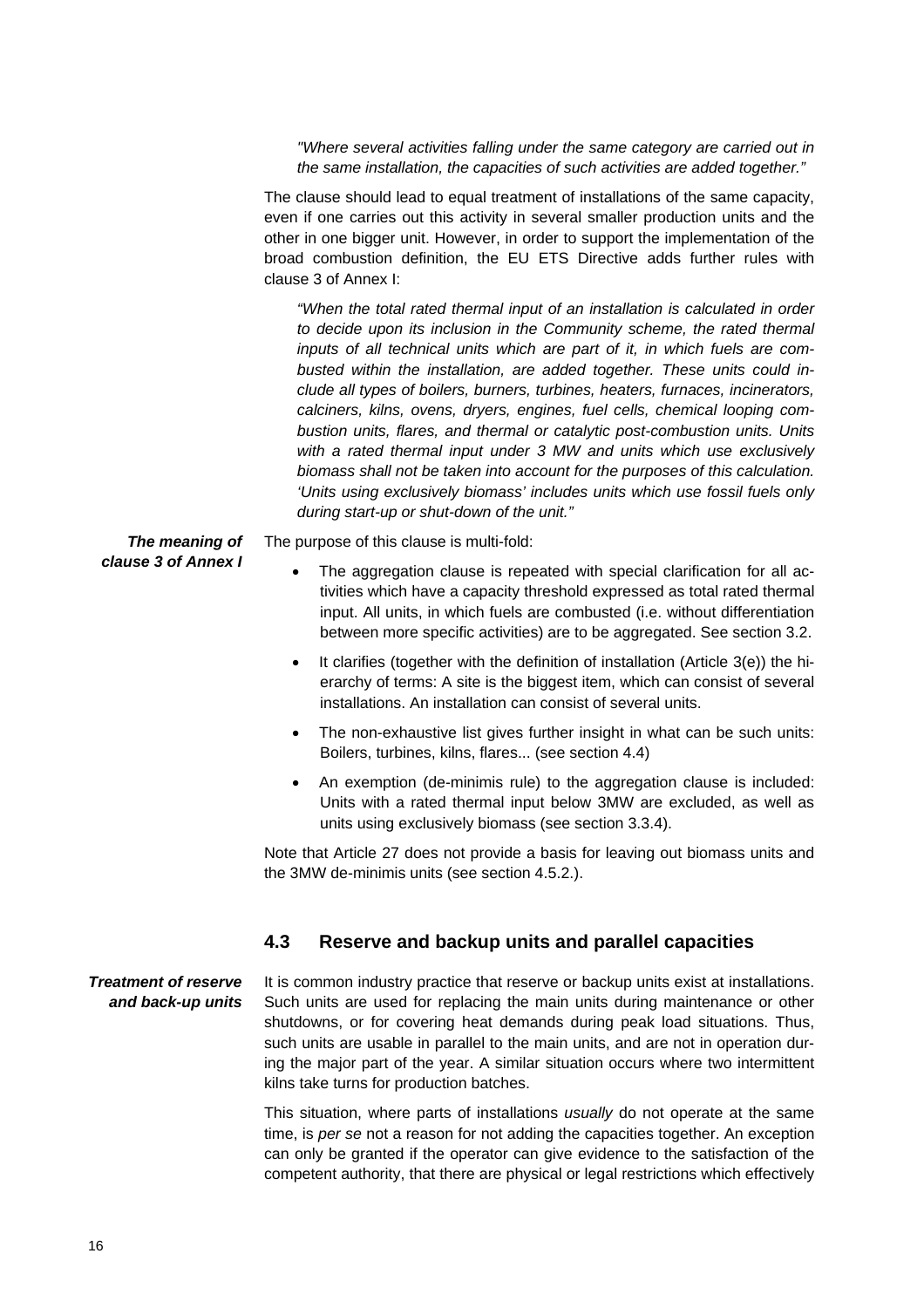*"Where several activities falling under the same category are carried out in the same installation, the capacities of such activities are added together."*

The clause should lead to equal treatment of installations of the same capacity, even if one carries out this activity in several smaller production units and the other in one bigger unit. However, in order to support the implementation of the broad combustion definition, the EU ETS Directive adds further rules with clause 3 of Annex I:

*"When the total rated thermal input of an installation is calculated in order to decide upon its inclusion in the Community scheme, the rated thermal inputs of all technical units which are part of it, in which fuels are combusted within the installation, are added together. These units could include all types of boilers, burners, turbines, heaters, furnaces, incinerators, calciners, kilns, ovens, dryers, engines, fuel cells, chemical looping combustion units, flares, and thermal or catalytic post-combustion units. Units with a rated thermal input under 3 MW and units which use exclusively biomass shall not be taken into account for the purposes of this calculation. 'Units using exclusively biomass' includes units which use fossil fuels only during start-up or shut-down of the unit."*

***The meaning of clause 3 of Annex I***

The purpose of this clause is multi-fold:

- The aggregation clause is repeated with special clarification for all activities which have a capacity threshold expressed as total rated thermal input. All units, in which fuels are combusted (i.e. without differentiation between more specific activities) are to be aggregated. See section 3.2.
- It clarifies (together with the definition of installation (Article 3(e)) the hierarchy of terms: A site is the biggest item, which can consist of several installations. An installation can consist of several units.
- The non-exhaustive list gives further insight in what can be such units: Boilers, turbines, kilns, flares... (see section 4.4)
- An exemption (de-minimis rule) to the aggregation clause is included: Units with a rated thermal input below 3MW are excluded, as well as units using exclusively biomass (see section 3.3.4).

Note that Article 27 does not provide a basis for leaving out biomass units and the 3MW de-minimis units (see section 4.5.2.).

## 4.3 Reserve and backup units and parallel capacities

***Treatment of reserve and back-up units***

It is common industry practice that reserve or backup units exist at installations. Such units are used for replacing the main units during maintenance or other shutdowns, or for covering heat demands during peak load situations. Thus, such units are usable in parallel to the main units, and are not in operation during the major part of the year. A similar situation occurs where two intermittent kilns take turns for production batches.

This situation, where parts of installations *usually* do not operate at the same time, is *per se* not a reason for not adding the capacities together. An exception can only be granted if the operator can give evidence to the satisfaction of the competent authority, that there are physical or legal restrictions which effectively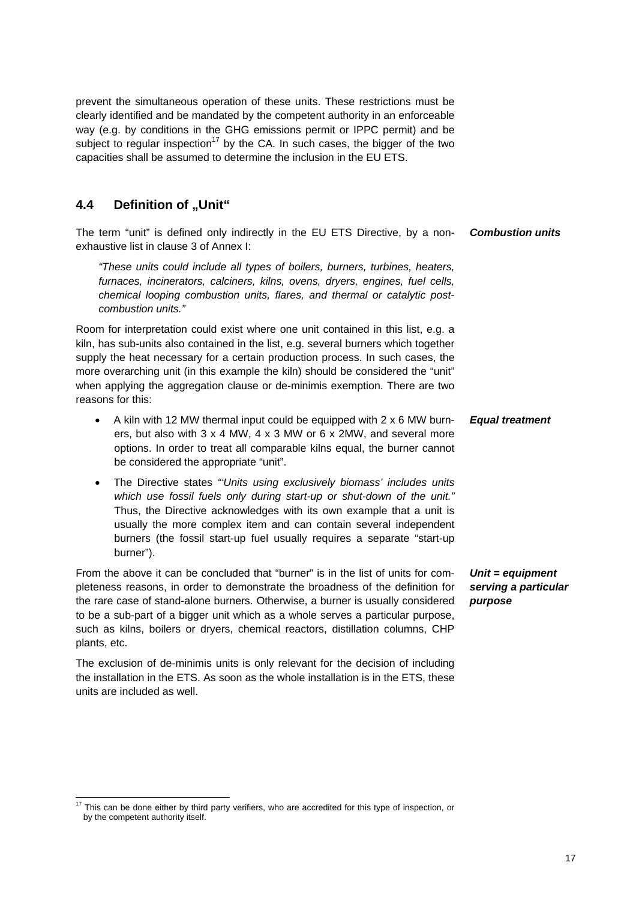prevent the simultaneous operation of these units. These restrictions must be clearly identified and be mandated by the competent authority in an enforceable way (e.g. by conditions in the GHG emissions permit or IPPC permit) and be subject to regular inspection[17] by the CA. In such cases, the bigger of the two capacities shall be assumed to determine the inclusion in the EU ETS.

## 4.4 Definition of „Unit"

***Combustion units***

The term "unit" is defined only indirectly in the EU ETS Directive, by a non-exhaustive list in clause 3 of Annex I:

> *"These units could include all types of boilers, burners, turbines, heaters, furnaces, incinerators, calciners, kilns, ovens, dryers, engines, fuel cells, chemical looping combustion units, flares, and thermal or catalytic post-combustion units."*

Room for interpretation could exist where one unit contained in this list, e.g. a kiln, has sub-units also contained in the list, e.g. several burners which together supply the heat necessary for a certain production process. In such cases, the more overarching unit (in this example the kiln) should be considered the "unit" when applying the aggregation clause or de-minimis exemption. There are two reasons for this:

***Equal treatment***

- A kiln with 12 MW thermal input could be equipped with 2 x 6 MW burners, but also with 3 x 4 MW, 4 x 3 MW or 6 x 2MW, and several more options. In order to treat all comparable kilns equal, the burner cannot be considered the appropriate "unit".
- The Directive states *"'Units using exclusively biomass' includes units which use fossil fuels only during start-up or shut-down of the unit."* Thus, the Directive acknowledges with its own example that a unit is usually the more complex item and can contain several independent burners (the fossil start-up fuel usually requires a separate "start-up burner").

***Unit = equipment serving a particular purpose***

From the above it can be concluded that "burner" is in the list of units for completeness reasons, in order to demonstrate the broadness of the definition for the rare case of stand-alone burners. Otherwise, a burner is usually considered to be a sub-part of a bigger unit which as a whole serves a particular purpose, such as kilns, boilers or dryers, chemical reactors, distillation columns, CHP plants, etc.

The exclusion of de-minimis units is only relevant for the decision of including the installation in the ETS. As soon as the whole installation is in the ETS, these units are included as well.

[17] This can be done either by third party verifiers, who are accredited for this type of inspection, or by the competent authority itself.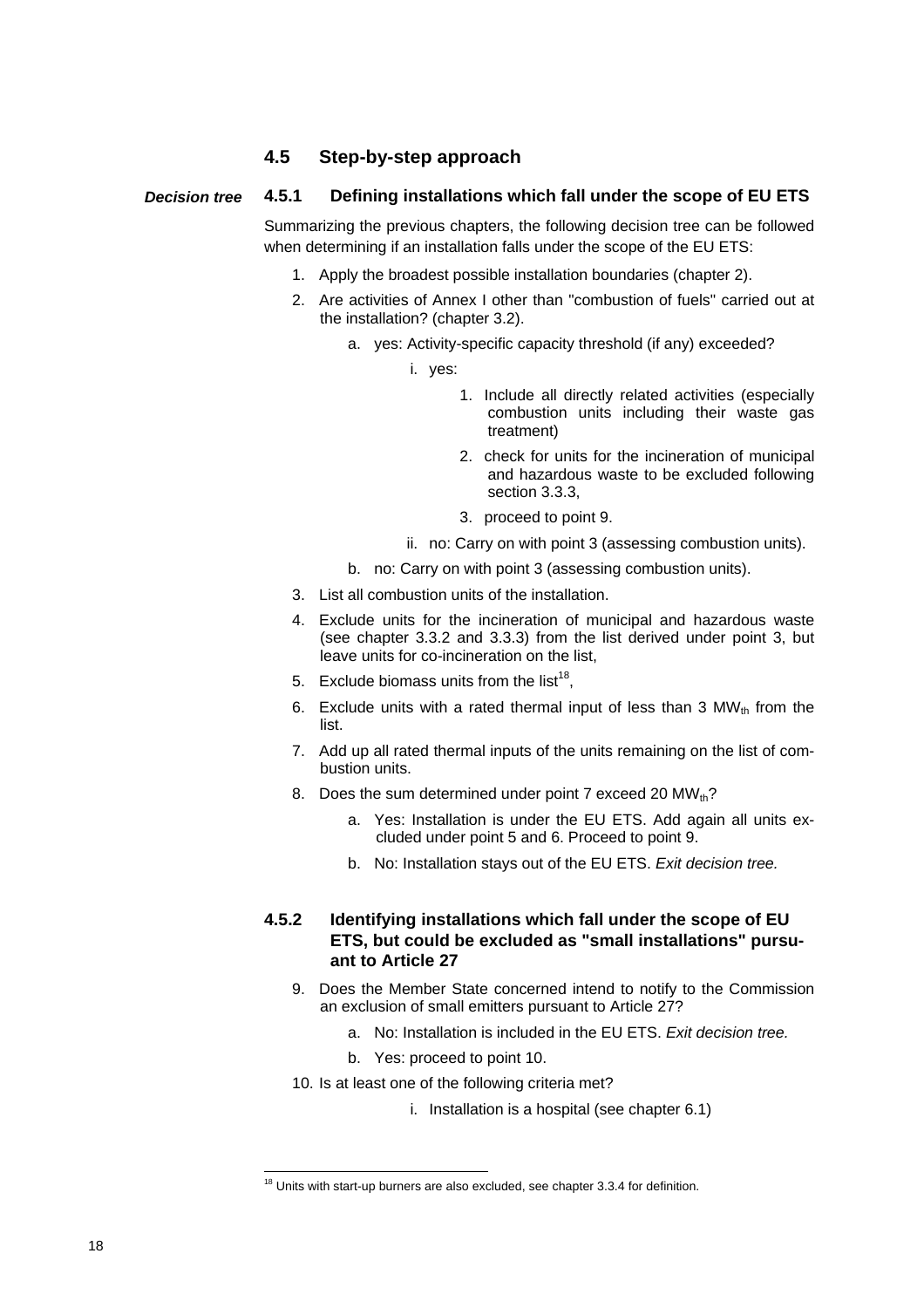## 4.5 Step-by-step approach

*Decision tree*

### 4.5.1 Defining installations which fall under the scope of EU ETS

Summarizing the previous chapters, the following decision tree can be followed when determining if an installation falls under the scope of the EU ETS:

1. Apply the broadest possible installation boundaries (chapter 2).
2. Are activities of Annex I other than "combustion of fuels" carried out at the installation? (chapter 3.2).
   a. yes: Activity-specific capacity threshold (if any) exceeded?
      i. yes:
         1. Include all directly related activities (especially combustion units including their waste gas treatment)
         2. check for units for the incineration of municipal and hazardous waste to be excluded following section 3.3.3,
         3. proceed to point 9.
      ii. no: Carry on with point 3 (assessing combustion units).
   b. no: Carry on with point 3 (assessing combustion units).
3. List all combustion units of the installation.
4. Exclude units for the incineration of municipal and hazardous waste (see chapter 3.3.2 and 3.3.3) from the list derived under point 3, but leave units for co-incineration on the list,
5. Exclude biomass units from the list[18],
6. Exclude units with a rated thermal input of less than 3 $MW_{th}$ from the list.
7. Add up all rated thermal inputs of the units remaining on the list of combustion units.
8. Does the sum determined under point 7 exceed 20 $MW_{th}$?
   a. Yes: Installation is under the EU ETS. Add again all units excluded under point 5 and 6. Proceed to point 9.
   b. No: Installation stays out of the EU ETS. *Exit decision tree.*

### 4.5.2 Identifying installations which fall under the scope of EU ETS, but could be excluded as "small installations" pursuant to Article 27

9. Does the Member State concerned intend to notify to the Commission an exclusion of small emitters pursuant to Article 27?
   a. No: Installation is included in the EU ETS. *Exit decision tree.*
   b. Yes: proceed to point 10.
10. Is at least one of the following criteria met?
    i. Installation is a hospital (see chapter 6.1)

---

[18] Units with start-up burners are also excluded, see chapter 3.3.4 for definition.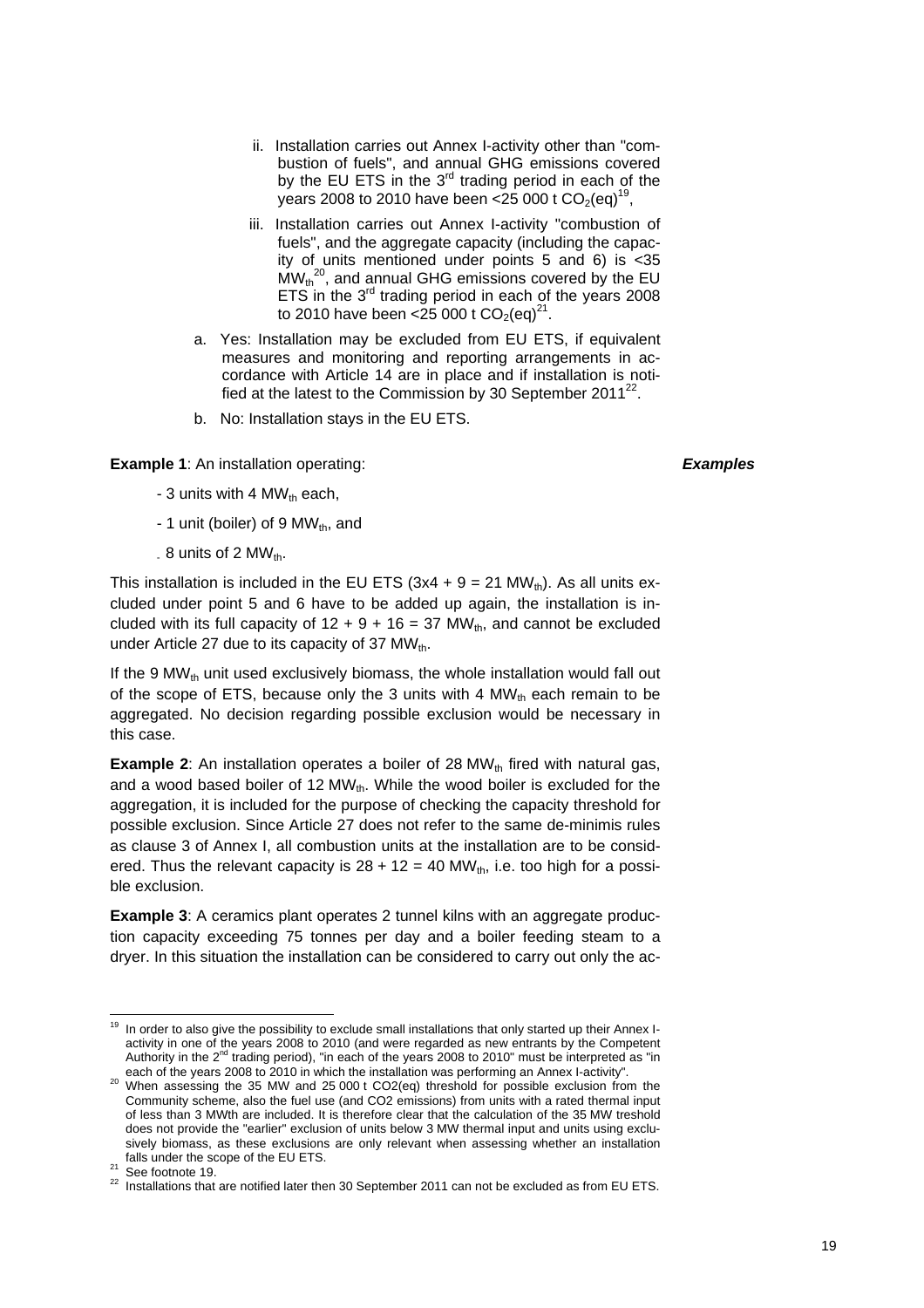ii. Installation carries out Annex I-activity other than "combustion of fuels", and annual GHG emissions covered by the EU ETS in the 3rd trading period in each of the years 2008 to 2010 have been <25 000 t $CO_2$(eq)[19],

iii. Installation carries out Annex I-activity "combustion of fuels", and the aggregate capacity (including the capacity of units mentioned under points 5 and 6) is <35 $MW_{th}$[20], and annual GHG emissions covered by the EU ETS in the 3rd trading period in each of the years 2008 to 2010 have been <25 000 t $CO_2$(eq)[21].

a. Yes: Installation may be excluded from EU ETS, if equivalent measures and monitoring and reporting arrangements in accordance with Article 14 are in place and if installation is notified at the latest to the Commission by 30 September 2011[22].

b. No: Installation stays in the EU ETS.

***Examples***

**Example 1**: An installation operating:

- 3 units with 4 $MW_{th}$ each,
- 1 unit (boiler) of 9 $MW_{th}$, and
- 8 units of 2 $MW_{th}$.

This installation is included in the EU ETS (3x4 + 9 = 21 $MW_{th}$). As all units excluded under point 5 and 6 have to be added up again, the installation is included with its full capacity of 12 + 9 + 16 = 37 $MW_{th}$, and cannot be excluded under Article 27 due to its capacity of 37 $MW_{th}$.

If the 9 $MW_{th}$ unit used exclusively biomass, the whole installation would fall out of the scope of ETS, because only the 3 units with 4 $MW_{th}$ each remain to be aggregated. No decision regarding possible exclusion would be necessary in this case.

**Example 2**: An installation operates a boiler of 28 $MW_{th}$ fired with natural gas, and a wood based boiler of 12 $MW_{th}$. While the wood boiler is excluded for the aggregation, it is included for the purpose of checking the capacity threshold for possible exclusion. Since Article 27 does not refer to the same de-minimis rules as clause 3 of Annex I, all combustion units at the installation are to be considered. Thus the relevant capacity is 28 + 12 = 40 $MW_{th}$, i.e. too high for a possible exclusion.

**Example 3**: A ceramics plant operates 2 tunnel kilns with an aggregate production capacity exceeding 75 tonnes per day and a boiler feeding steam to a dryer. In this situation the installation can be considered to carry out only the ac-

---

[19] In order to also give the possibility to exclude small installations that only started up their Annex I-activity in one of the years 2008 to 2010 (and were regarded as new entrants by the Competent Authority in the 2nd trading period), "in each of the years 2008 to 2010" must be interpreted as "in each of the years 2008 to 2010 in which the installation was performing an Annex I-activity".

[20] When assessing the 35 MW and 25 000 t CO2(eq) threshold for possible exclusion from the Community scheme, also the fuel use (and CO2 emissions) from units with a rated thermal input of less than 3 MWth are included. It is therefore clear that the calculation of the 35 MW treshold does not provide the "earlier" exclusion of units below 3 MW thermal input and units using exclusively biomass, as these exclusions are only relevant when assessing whether an installation falls under the scope of the EU ETS.

[21] See footnote 19.

[22] Installations that are notified later then 30 September 2011 can not be excluded as from EU ETS.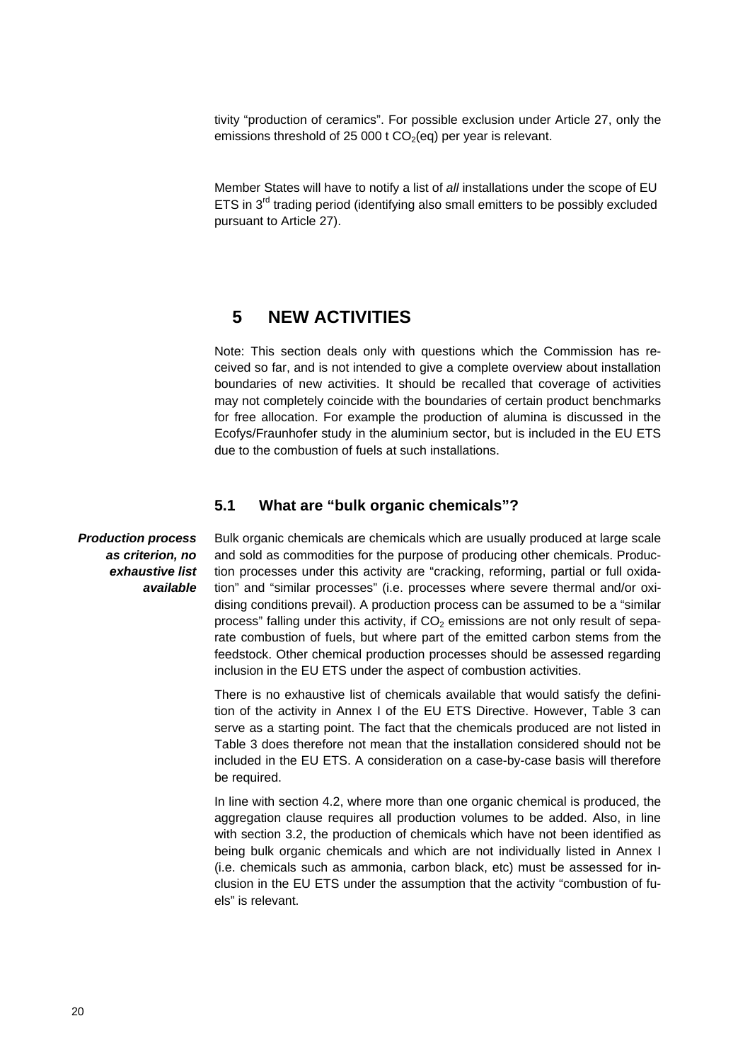tivity "production of ceramics". For possible exclusion under Article 27, only the emissions threshold of 25 000 t $CO_2$(eq) per year is relevant.

Member States will have to notify a list of *all* installations under the scope of EU ETS in 3rd trading period (identifying also small emitters to be possibly excluded pursuant to Article 27).

# 5 NEW ACTIVITIES

Note: This section deals only with questions which the Commission has received so far, and is not intended to give a complete overview about installation boundaries of new activities. It should be recalled that coverage of activities may not completely coincide with the boundaries of certain product benchmarks for free allocation. For example the production of alumina is discussed in the Ecofys/Fraunhofer study in the aluminium sector, but is included in the EU ETS due to the combustion of fuels at such installations.

## 5.1 What are "bulk organic chemicals"?

***Production process as criterion, no exhaustive list available***

Bulk organic chemicals are chemicals which are usually produced at large scale and sold as commodities for the purpose of producing other chemicals. Production processes under this activity are "cracking, reforming, partial or full oxidation" and "similar processes" (i.e. processes where severe thermal and/or oxidising conditions prevail). A production process can be assumed to be a "similar process" falling under this activity, if $CO_2$ emissions are not only result of separate combustion of fuels, but where part of the emitted carbon stems from the feedstock. Other chemical production processes should be assessed regarding inclusion in the EU ETS under the aspect of combustion activities.

There is no exhaustive list of chemicals available that would satisfy the definition of the activity in Annex I of the EU ETS Directive. However, Table 3 can serve as a starting point. The fact that the chemicals produced are not listed in Table 3 does therefore not mean that the installation considered should not be included in the EU ETS. A consideration on a case-by-case basis will therefore be required.

In line with section 4.2, where more than one organic chemical is produced, the aggregation clause requires all production volumes to be added. Also, in line with section 3.2, the production of chemicals which have not been identified as being bulk organic chemicals and which are not individually listed in Annex I (i.e. chemicals such as ammonia, carbon black, etc) must be assessed for inclusion in the EU ETS under the assumption that the activity "combustion of fuels" is relevant.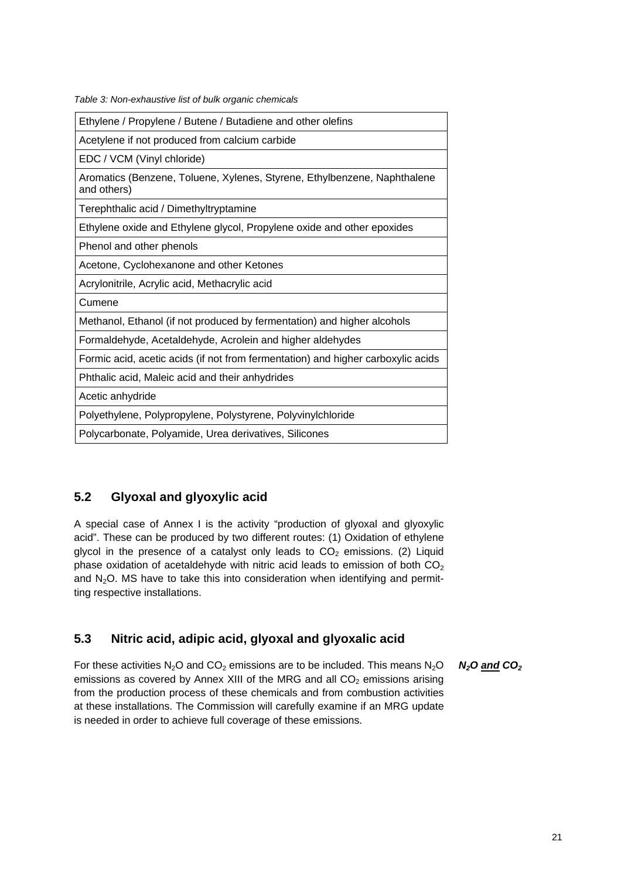*Table 3: Non-exhaustive list of bulk organic chemicals*

| Ethylene / Propylene / Butene / Butadiene and other olefins |
|---|
| Acetylene if not produced from calcium carbide |
| EDC / VCM (Vinyl chloride) |
| Aromatics (Benzene, Toluene, Xylenes, Styrene, Ethylbenzene, Naphthalene and others) |
| Terephthalic acid / Dimethyltryptamine |
| Ethylene oxide and Ethylene glycol, Propylene oxide and other epoxides |
| Phenol and other phenols |
| Acetone, Cyclohexanone and other Ketones |
| Acrylonitrile, Acrylic acid, Methacrylic acid |
| Cumene |
| Methanol, Ethanol (if not produced by fermentation) and higher alcohols |
| Formaldehyde, Acetaldehyde, Acrolein and higher aldehydes |
| Formic acid, acetic acids (if not from fermentation) and higher carboxylic acids |
| Phthalic acid, Maleic acid and their anhydrides |
| Acetic anhydride |
| Polyethylene, Polypropylene, Polystyrene, Polyvinylchloride |
| Polycarbonate, Polyamide, Urea derivatives, Silicones |

## 5.2 Glyoxal and glyoxylic acid

A special case of Annex I is the activity "production of glyoxal and glyoxylic acid". These can be produced by two different routes: (1) Oxidation of ethylene glycol in the presence of a catalyst only leads to $CO_2$ emissions. (2) Liquid phase oxidation of acetaldehyde with nitric acid leads to emission of both $CO_2$ and $N_2O$. MS have to take this into consideration when identifying and permitting respective installations.

## 5.3 Nitric acid, adipic acid, glyoxal and glyoxalic acid

***$N_2O$ <u>and</u> $CO_2$***

For these activities $N_2O$ and $CO_2$ emissions are to be included. This means $N_2O$ emissions as covered by Annex XIII of the MRG and all $CO_2$ emissions arising from the production process of these chemicals and from combustion activities at these installations. The Commission will carefully examine if an MRG update is needed in order to achieve full coverage of these emissions.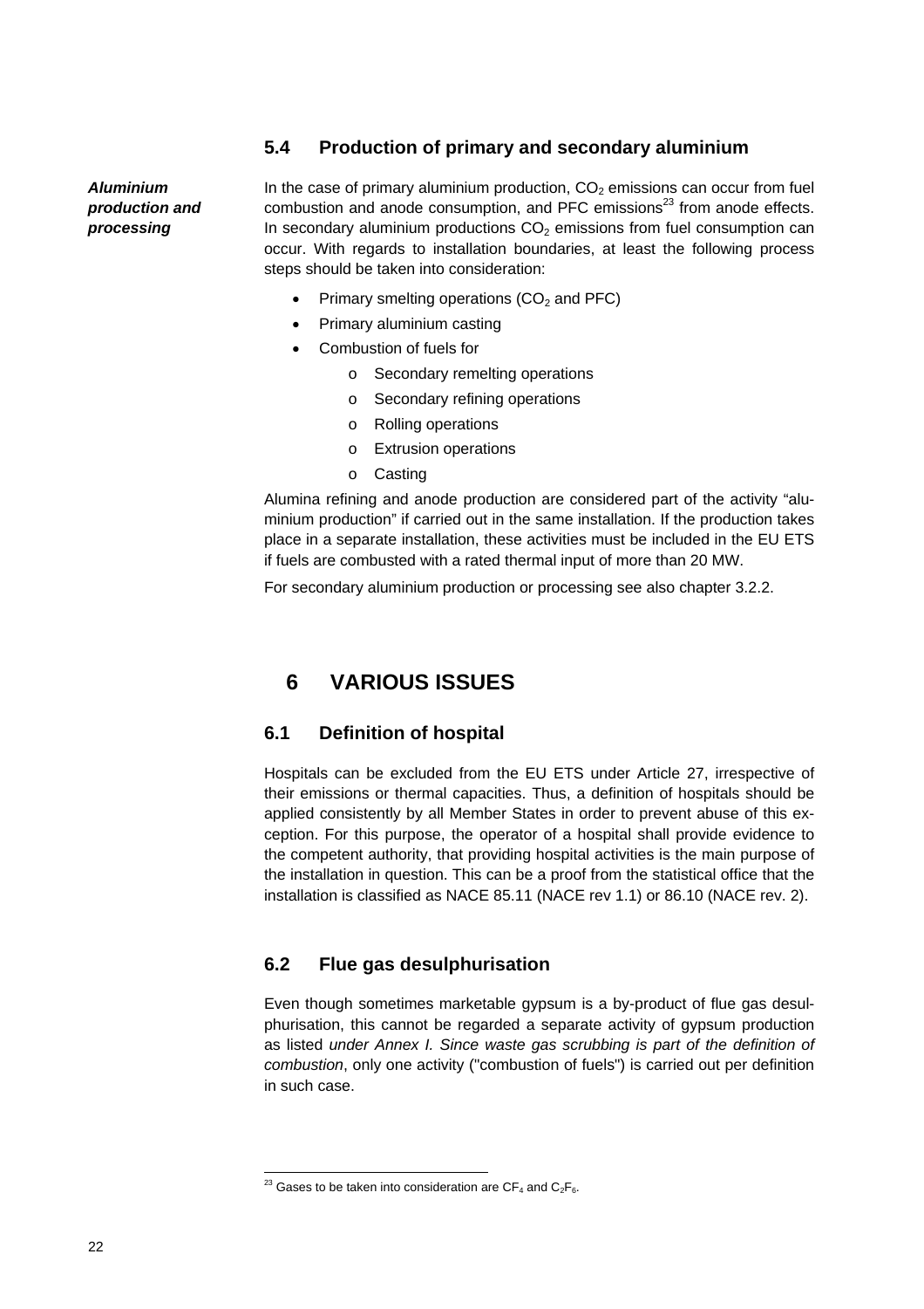### 5.4 Production of primary and secondary aluminium

***Aluminium production and processing***

In the case of primary aluminium production, $CO_2$ emissions can occur from fuel combustion and anode consumption, and PFC emissions[23] from anode effects. In secondary aluminium productions $CO_2$ emissions from fuel consumption can occur. With regards to installation boundaries, at least the following process steps should be taken into consideration:

- Primary smelting operations ($CO_2$ and PFC)
- Primary aluminium casting
- Combustion of fuels for
  - Secondary remelting operations
  - Secondary refining operations
  - Rolling operations
  - Extrusion operations
  - Casting

Alumina refining and anode production are considered part of the activity "aluminium production" if carried out in the same installation. If the production takes place in a separate installation, these activities must be included in the EU ETS if fuels are combusted with a rated thermal input of more than 20 MW.

For secondary aluminium production or processing see also chapter 3.2.2.

# 6 VARIOUS ISSUES

### 6.1 Definition of hospital

Hospitals can be excluded from the EU ETS under Article 27, irrespective of their emissions or thermal capacities. Thus, a definition of hospitals should be applied consistently by all Member States in order to prevent abuse of this exception. For this purpose, the operator of a hospital shall provide evidence to the competent authority, that providing hospital activities is the main purpose of the installation in question. This can be a proof from the statistical office that the installation is classified as NACE 85.11 (NACE rev 1.1) or 86.10 (NACE rev. 2).

### 6.2 Flue gas desulphurisation

Even though sometimes marketable gypsum is a by-product of flue gas desulphurisation, this cannot be regarded a separate activity of gypsum production as listed *under Annex I. Since waste gas scrubbing is part of the definition of combustion*, only one activity ("combustion of fuels") is carried out per definition in such case.

---

[23] Gases to be taken into consideration are $CF_4$ and $C_2F_6$.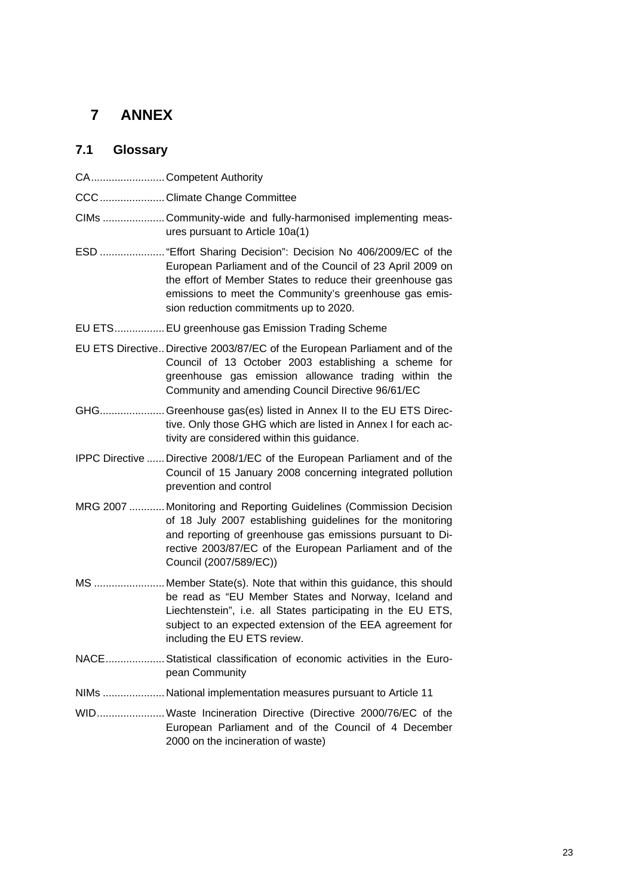# 7 ANNEX

## 7.1 Glossary

CA......................... Competent Authority

CCC...................... Climate Change Committee

CIMs ..................... Community-wide and fully-harmonised implementing measures pursuant to Article 10a(1)

ESD ...................... "Effort Sharing Decision": Decision No 406/2009/EC of the European Parliament and of the Council of 23 April 2009 on the effort of Member States to reduce their greenhouse gas emissions to meet the Community's greenhouse gas emission reduction commitments up to 2020.

EU ETS................. EU greenhouse gas Emission Trading Scheme

EU ETS Directive.. Directive 2003/87/EC of the European Parliament and of the Council of 13 October 2003 establishing a scheme for greenhouse gas emission allowance trading within the Community and amending Council Directive 96/61/EC

GHG...................... Greenhouse gas(es) listed in Annex II to the EU ETS Directive. Only those GHG which are listed in Annex I for each activity are considered within this guidance.

IPPC Directive ...... Directive 2008/1/EC of the European Parliament and of the Council of 15 January 2008 concerning integrated pollution prevention and control

MRG 2007 ............ Monitoring and Reporting Guidelines (Commission Decision of 18 July 2007 establishing guidelines for the monitoring and reporting of greenhouse gas emissions pursuant to Directive 2003/87/EC of the European Parliament and of the Council (2007/589/EC))

MS ........................ Member State(s). Note that within this guidance, this should be read as "EU Member States and Norway, Iceland and Liechtenstein", i.e. all States participating in the EU ETS, subject to an expected extension of the EEA agreement for including the EU ETS review.

NACE.................... Statistical classification of economic activities in the European Community

NIMs ..................... National implementation measures pursuant to Article 11

WID....................... Waste Incineration Directive (Directive 2000/76/EC of the European Parliament and of the Council of 4 December 2000 on the incineration of waste)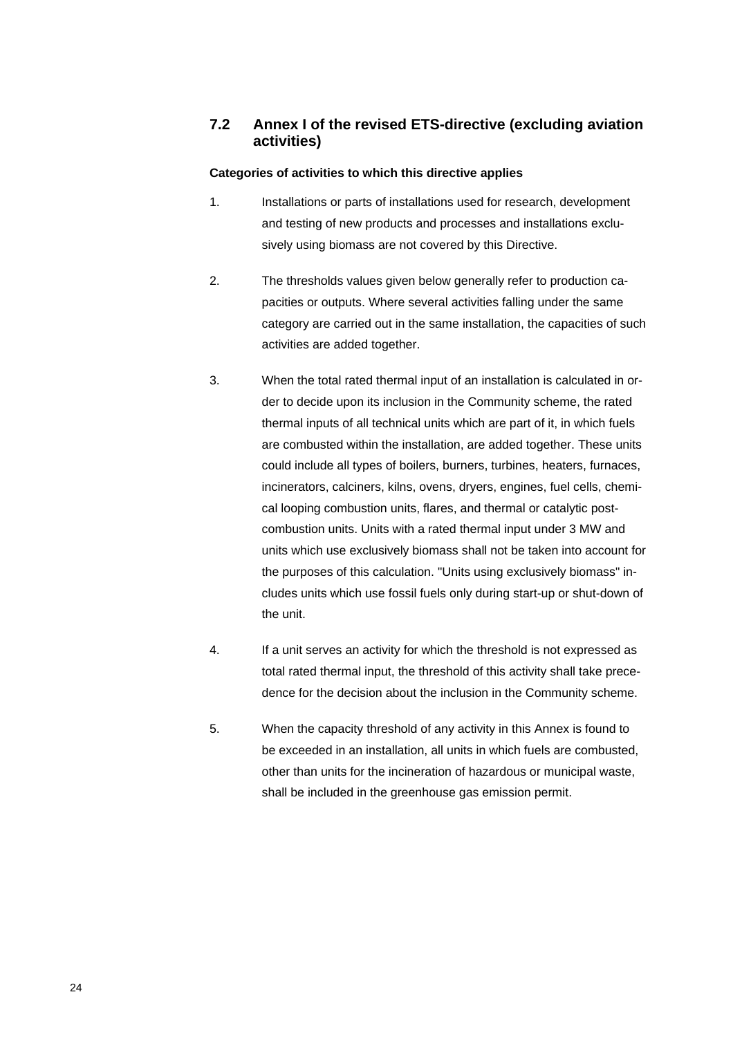## 7.2 Annex I of the revised ETS-directive (excluding aviation activities)

**Categories of activities to which this directive applies**

1. Installations or parts of installations used for research, development and testing of new products and processes and installations exclusively using biomass are not covered by this Directive.

2. The thresholds values given below generally refer to production capacities or outputs. Where several activities falling under the same category are carried out in the same installation, the capacities of such activities are added together.

3. When the total rated thermal input of an installation is calculated in order to decide upon its inclusion in the Community scheme, the rated thermal inputs of all technical units which are part of it, in which fuels are combusted within the installation, are added together. These units could include all types of boilers, burners, turbines, heaters, furnaces, incinerators, calciners, kilns, ovens, dryers, engines, fuel cells, chemical looping combustion units, flares, and thermal or catalytic post-combustion units. Units with a rated thermal input under 3 MW and units which use exclusively biomass shall not be taken into account for the purposes of this calculation. "Units using exclusively biomass" includes units which use fossil fuels only during start-up or shut-down of the unit.

4. If a unit serves an activity for which the threshold is not expressed as total rated thermal input, the threshold of this activity shall take precedence for the decision about the inclusion in the Community scheme.

5. When the capacity threshold of any activity in this Annex is found to be exceeded in an installation, all units in which fuels are combusted, other than units for the incineration of hazardous or municipal waste, shall be included in the greenhouse gas emission permit.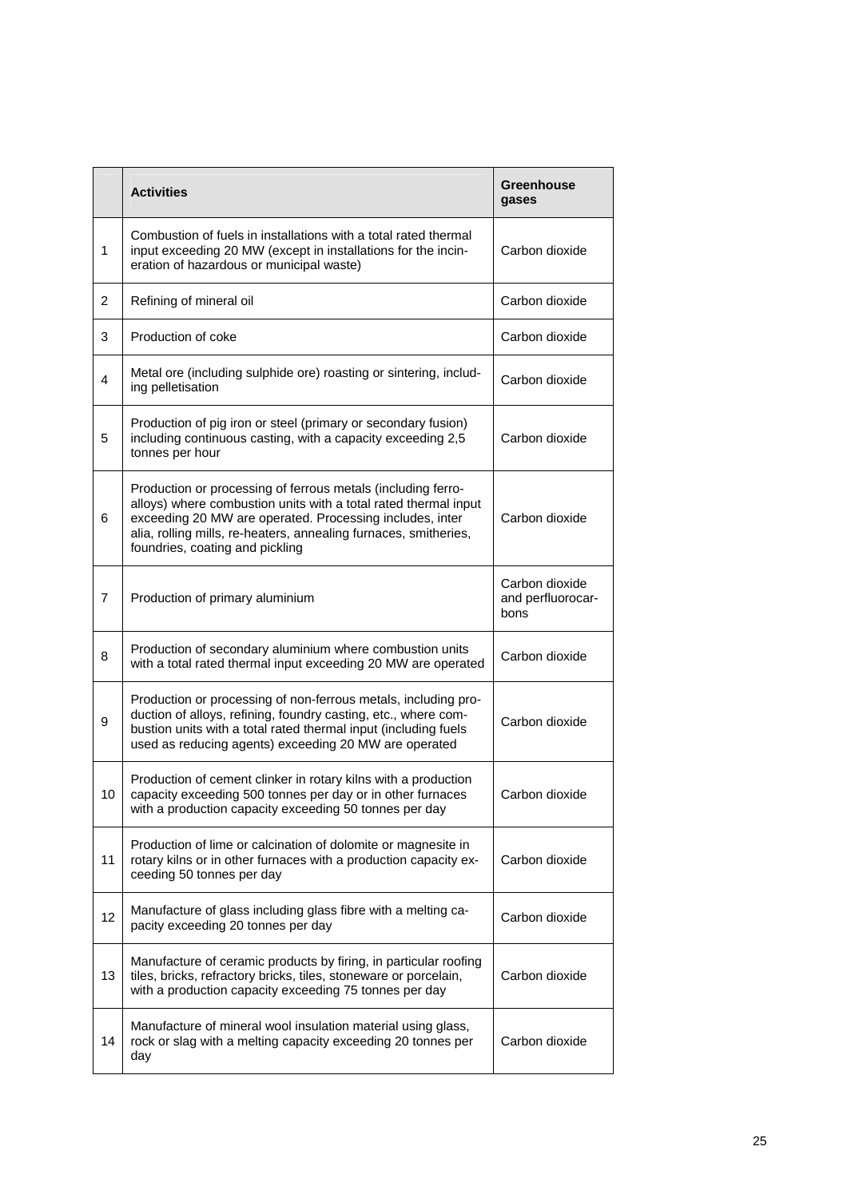| | Activities | Greenhouse gases |
|---|---|---|
| 1 | Combustion of fuels in installations with a total rated thermal input exceeding 20 MW (except in installations for the incineration of hazardous or municipal waste) | Carbon dioxide |
| 2 | Refining of mineral oil | Carbon dioxide |
| 3 | Production of coke | Carbon dioxide |
| 4 | Metal ore (including sulphide ore) roasting or sintering, including pelletisation | Carbon dioxide |
| 5 | Production of pig iron or steel (primary or secondary fusion) including continuous casting, with a capacity exceeding 2,5 tonnes per hour | Carbon dioxide |
| 6 | Production or processing of ferrous metals (including ferro-alloys) where combustion units with a total rated thermal input exceeding 20 MW are operated. Processing includes, inter alia, rolling mills, re-heaters, annealing furnaces, smitheries, foundries, coating and pickling | Carbon dioxide |
| 7 | Production of primary aluminium | Carbon dioxide and perfluorocarbons |
| 8 | Production of secondary aluminium where combustion units with a total rated thermal input exceeding 20 MW are operated | Carbon dioxide |
| 9 | Production or processing of non-ferrous metals, including production of alloys, refining, foundry casting, etc., where combustion units with a total rated thermal input (including fuels used as reducing agents) exceeding 20 MW are operated | Carbon dioxide |
| 10 | Production of cement clinker in rotary kilns with a production capacity exceeding 500 tonnes per day or in other furnaces with a production capacity exceeding 50 tonnes per day | Carbon dioxide |
| 11 | Production of lime or calcination of dolomite or magnesite in rotary kilns or in other furnaces with a production capacity exceeding 50 tonnes per day | Carbon dioxide |
| 12 | Manufacture of glass including glass fibre with a melting capacity exceeding 20 tonnes per day | Carbon dioxide |
| 13 | Manufacture of ceramic products by firing, in particular roofing tiles, bricks, refractory bricks, tiles, stoneware or porcelain, with a production capacity exceeding 75 tonnes per day | Carbon dioxide |
| 14 | Manufacture of mineral wool insulation material using glass, rock or slag with a melting capacity exceeding 20 tonnes per day | Carbon dioxide |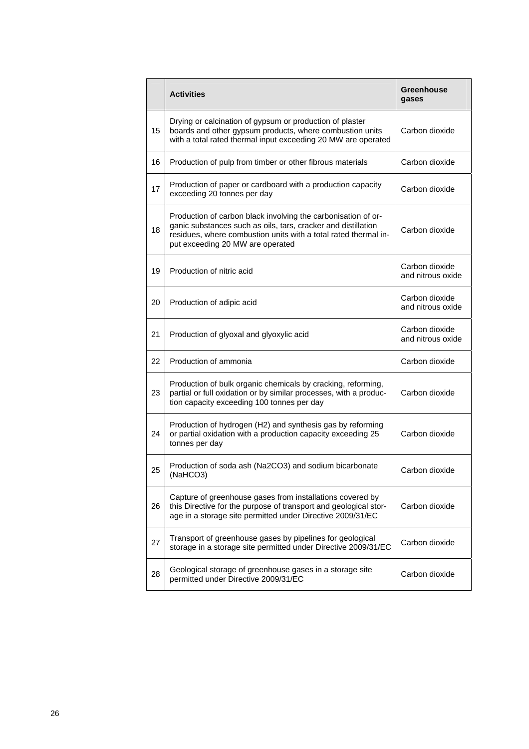| | Activities | Greenhouse gases |
|---|---|---|
| 15 | Drying or calcination of gypsum or production of plaster boards and other gypsum products, where combustion units with a total rated thermal input exceeding 20 MW are operated | Carbon dioxide |
| 16 | Production of pulp from timber or other fibrous materials | Carbon dioxide |
| 17 | Production of paper or cardboard with a production capacity exceeding 20 tonnes per day | Carbon dioxide |
| 18 | Production of carbon black involving the carbonisation of organic substances such as oils, tars, cracker and distillation residues, where combustion units with a total rated thermal input exceeding 20 MW are operated | Carbon dioxide |
| 19 | Production of nitric acid | Carbon dioxide and nitrous oxide |
| 20 | Production of adipic acid | Carbon dioxide and nitrous oxide |
| 21 | Production of glyoxal and glyoxylic acid | Carbon dioxide and nitrous oxide |
| 22 | Production of ammonia | Carbon dioxide |
| 23 | Production of bulk organic chemicals by cracking, reforming, partial or full oxidation or by similar processes, with a production capacity exceeding 100 tonnes per day | Carbon dioxide |
| 24 | Production of hydrogen ($H_2$) and synthesis gas by reforming or partial oxidation with a production capacity exceeding 25 tonnes per day | Carbon dioxide |
| 25 | Production of soda ash ($Na_2CO_3$) and sodium bicarbonate ($NaHCO_3$) | Carbon dioxide |
| 26 | Capture of greenhouse gases from installations covered by this Directive for the purpose of transport and geological storage in a storage site permitted under Directive 2009/31/EC | Carbon dioxide |
| 27 | Transport of greenhouse gases by pipelines for geological storage in a storage site permitted under Directive 2009/31/EC | Carbon dioxide |
| 28 | Geological storage of greenhouse gases in a storage site permitted under Directive 2009/31/EC | Carbon dioxide |